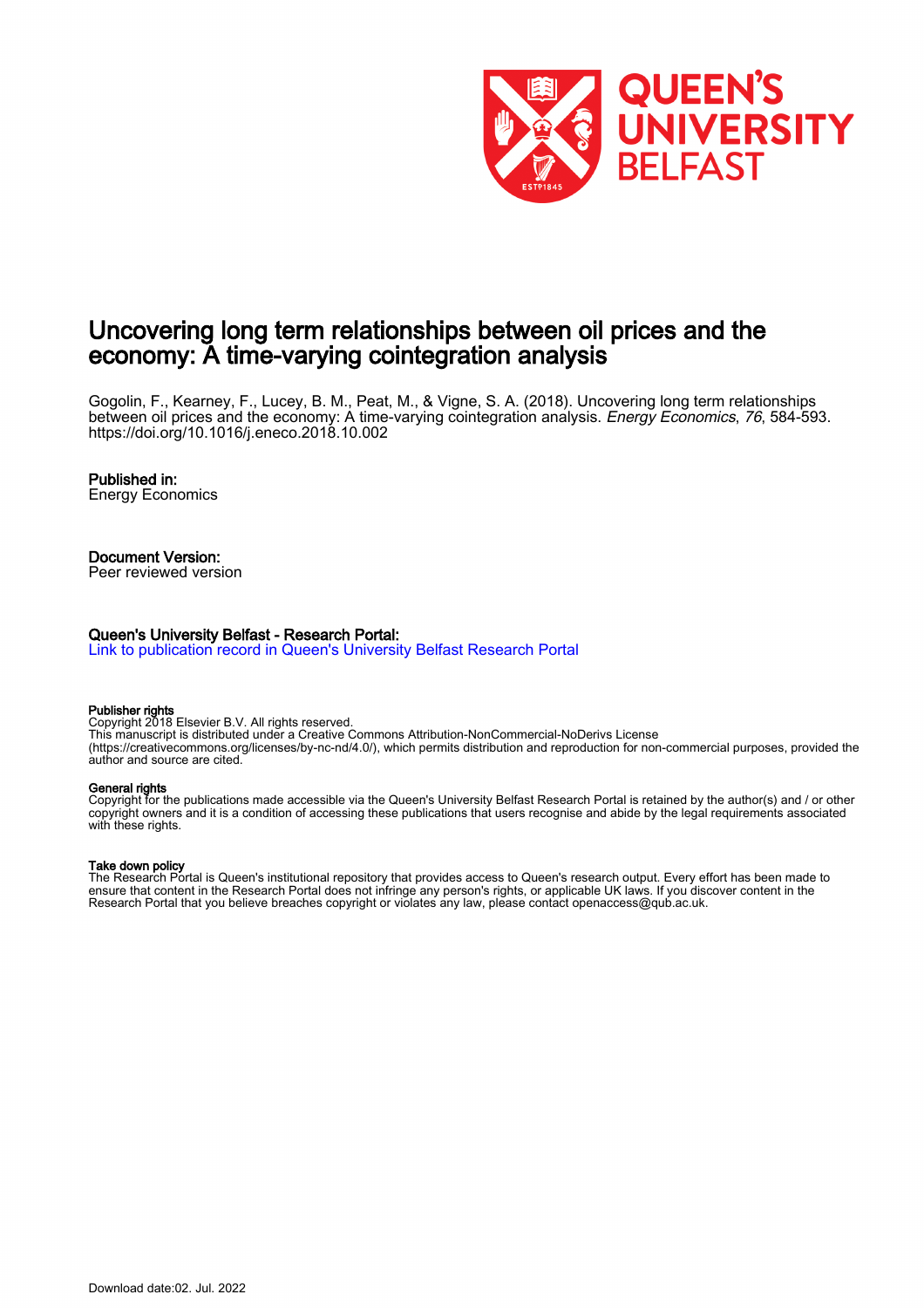# Uncovering long term relationships between oil prices and the economy: A time-varying cointegration analysis

Gogolin, F., Kearney, F., Lucey, B. M., Peat, M., & Vigne, S. A. (2018). Uncovering long term relationships between oil prices and the economy: A time-varying cointegration analysis. *Energy Economics*, *76*, 584-593. https://doi.org/10.1016/j.eneco.2018.10.002

**Published in:**
Energy Economics

**Document Version:**
Peer reviewed version

**Queen's University Belfast - Research Portal:**
Link to publication record in Queen's University Belfast Research Portal

**Publisher rights**
Copyright 2018 Elsevier B.V. All rights reserved.
This manuscript is distributed under a Creative Commons Attribution-NonCommercial-NoDerivs License (https://creativecommons.org/licenses/by-nc-nd/4.0/), which permits distribution and reproduction for non-commercial purposes, provided the author and source are cited.

**General rights**
Copyright for the publications made accessible via the Queen's University Belfast Research Portal is retained by the author(s) and / or other copyright owners and it is a condition of accessing these publications that users recognise and abide by the legal requirements associated with these rights.

**Take down policy**
The Research Portal is Queen's institutional repository that provides access to Queen's research output. Every effort has been made to ensure that content in the Research Portal does not infringe any person's rights, or applicable UK laws. If you discover content in the Research Portal that you believe breaches copyright or violates any law, please contact openaccess@qub.ac.uk.

Download date:02. Jul. 2022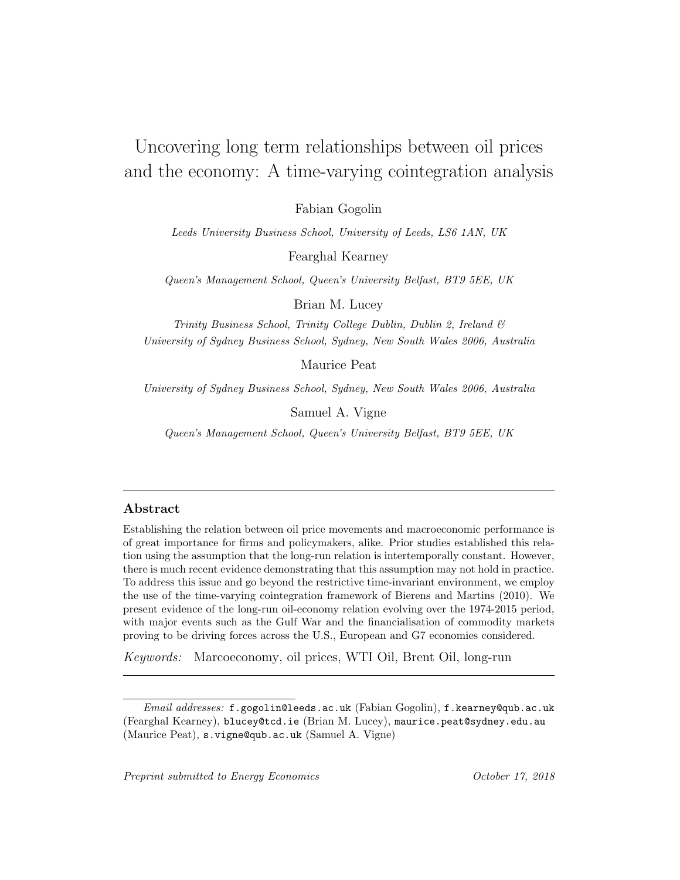# Uncovering long term relationships between oil prices and the economy: A time-varying cointegration analysis

Fabian Gogolin

*Leeds University Business School, University of Leeds, LS6 1AN, UK*

Fearghal Kearney

*Queen's Management School, Queen's University Belfast, BT9 5EE, UK*

Brian M. Lucey

*Trinity Business School, Trinity College Dublin, Dublin 2, Ireland & University of Sydney Business School, Sydney, New South Wales 2006, Australia*

Maurice Peat

*University of Sydney Business School, Sydney, New South Wales 2006, Australia*

Samuel A. Vigne

*Queen's Management School, Queen's University Belfast, BT9 5EE, UK*

---

## Abstract

Establishing the relation between oil price movements and macroeconomic performance is of great importance for firms and policymakers, alike. Prior studies established this relation using the assumption that the long-run relation is intertemporally constant. However, there is much recent evidence demonstrating that this assumption may not hold in practice. To address this issue and go beyond the restrictive time-invariant environment, we employ the use of the time-varying cointegration framework of Bierens and Martins (2010). We present evidence of the long-run oil-economy relation evolving over the 1974-2015 period, with major events such as the Gulf War and the financialisation of commodity markets proving to be driving forces across the U.S., European and G7 economies considered.

*Keywords:* Marcoeconomy, oil prices, WTI Oil, Brent Oil, long-run

---

*Email addresses:* f.gogolin@leeds.ac.uk (Fabian Gogolin), f.kearney@qub.ac.uk (Fearghal Kearney), blucey@tcd.ie (Brian M. Lucey), maurice.peat@sydney.edu.au (Maurice Peat), s.vigne@qub.ac.uk (Samuel A. Vigne)

*Preprint submitted to Energy Economics* *October 17, 2018*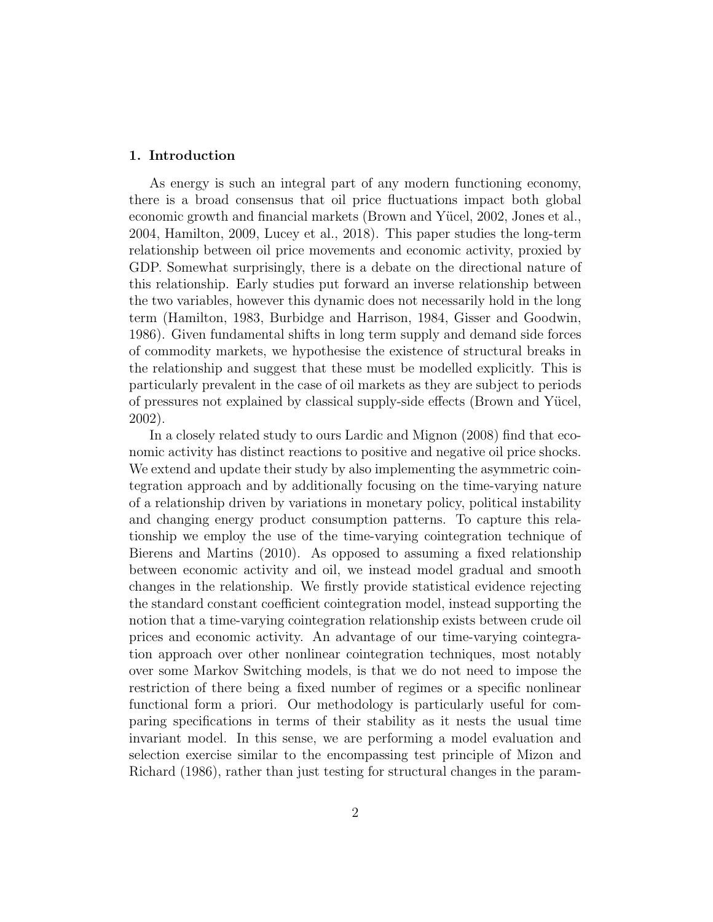## 1. Introduction

As energy is such an integral part of any modern functioning economy, there is a broad consensus that oil price fluctuations impact both global economic growth and financial markets (Brown and Yücel, 2002, Jones et al., 2004, Hamilton, 2009, Lucey et al., 2018). This paper studies the long-term relationship between oil price movements and economic activity, proxied by GDP. Somewhat surprisingly, there is a debate on the directional nature of this relationship. Early studies put forward an inverse relationship between the two variables, however this dynamic does not necessarily hold in the long term (Hamilton, 1983, Burbidge and Harrison, 1984, Gisser and Goodwin, 1986). Given fundamental shifts in long term supply and demand side forces of commodity markets, we hypothesise the existence of structural breaks in the relationship and suggest that these must be modelled explicitly. This is particularly prevalent in the case of oil markets as they are subject to periods of pressures not explained by classical supply-side effects (Brown and Yücel, 2002).

In a closely related study to ours Lardic and Mignon (2008) find that economic activity has distinct reactions to positive and negative oil price shocks. We extend and update their study by also implementing the asymmetric cointegration approach and by additionally focusing on the time-varying nature of a relationship driven by variations in monetary policy, political instability and changing energy product consumption patterns. To capture this relationship we employ the use of the time-varying cointegration technique of Bierens and Martins (2010). As opposed to assuming a fixed relationship between economic activity and oil, we instead model gradual and smooth changes in the relationship. We firstly provide statistical evidence rejecting the standard constant coefficient cointegration model, instead supporting the notion that a time-varying cointegration relationship exists between crude oil prices and economic activity. An advantage of our time-varying cointegration approach over other nonlinear cointegration techniques, most notably over some Markov Switching models, is that we do not need to impose the restriction of there being a fixed number of regimes or a specific nonlinear functional form a priori. Our methodology is particularly useful for comparing specifications in terms of their stability as it nests the usual time invariant model. In this sense, we are performing a model evaluation and selection exercise similar to the encompassing test principle of Mizon and Richard (1986), rather than just testing for structural changes in the param-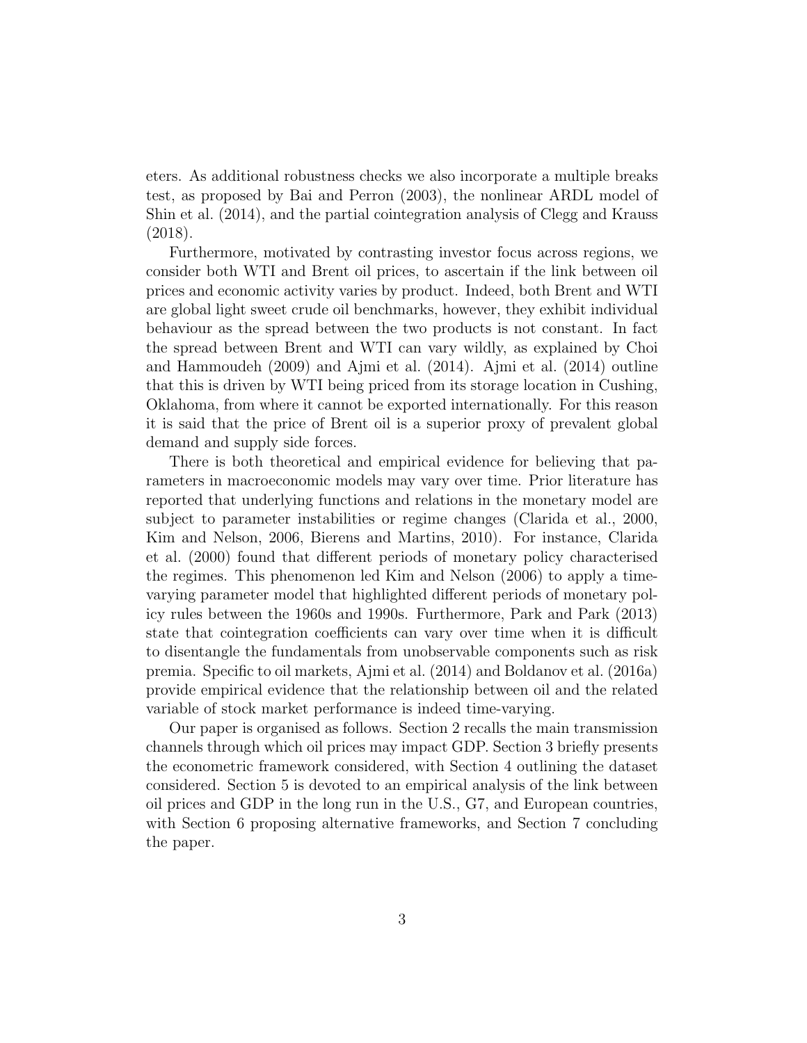eters. As additional robustness checks we also incorporate a multiple breaks test, as proposed by Bai and Perron (2003), the nonlinear ARDL model of Shin et al. (2014), and the partial cointegration analysis of Clegg and Krauss (2018).

Furthermore, motivated by contrasting investor focus across regions, we consider both WTI and Brent oil prices, to ascertain if the link between oil prices and economic activity varies by product. Indeed, both Brent and WTI are global light sweet crude oil benchmarks, however, they exhibit individual behaviour as the spread between the two products is not constant. In fact the spread between Brent and WTI can vary wildly, as explained by Choi and Hammoudeh (2009) and Ajmi et al. (2014). Ajmi et al. (2014) outline that this is driven by WTI being priced from its storage location in Cushing, Oklahoma, from where it cannot be exported internationally. For this reason it is said that the price of Brent oil is a superior proxy of prevalent global demand and supply side forces.

There is both theoretical and empirical evidence for believing that parameters in macroeconomic models may vary over time. Prior literature has reported that underlying functions and relations in the monetary model are subject to parameter instabilities or regime changes (Clarida et al., 2000, Kim and Nelson, 2006, Bierens and Martins, 2010). For instance, Clarida et al. (2000) found that different periods of monetary policy characterised the regimes. This phenomenon led Kim and Nelson (2006) to apply a time-varying parameter model that highlighted different periods of monetary policy rules between the 1960s and 1990s. Furthermore, Park and Park (2013) state that cointegration coefficients can vary over time when it is difficult to disentangle the fundamentals from unobservable components such as risk premia. Specific to oil markets, Ajmi et al. (2014) and Boldanov et al. (2016a) provide empirical evidence that the relationship between oil and the related variable of stock market performance is indeed time-varying.

Our paper is organised as follows. Section 2 recalls the main transmission channels through which oil prices may impact GDP. Section 3 briefly presents the econometric framework considered, with Section 4 outlining the dataset considered. Section 5 is devoted to an empirical analysis of the link between oil prices and GDP in the long run in the U.S., G7, and European countries, with Section 6 proposing alternative frameworks, and Section 7 concluding the paper.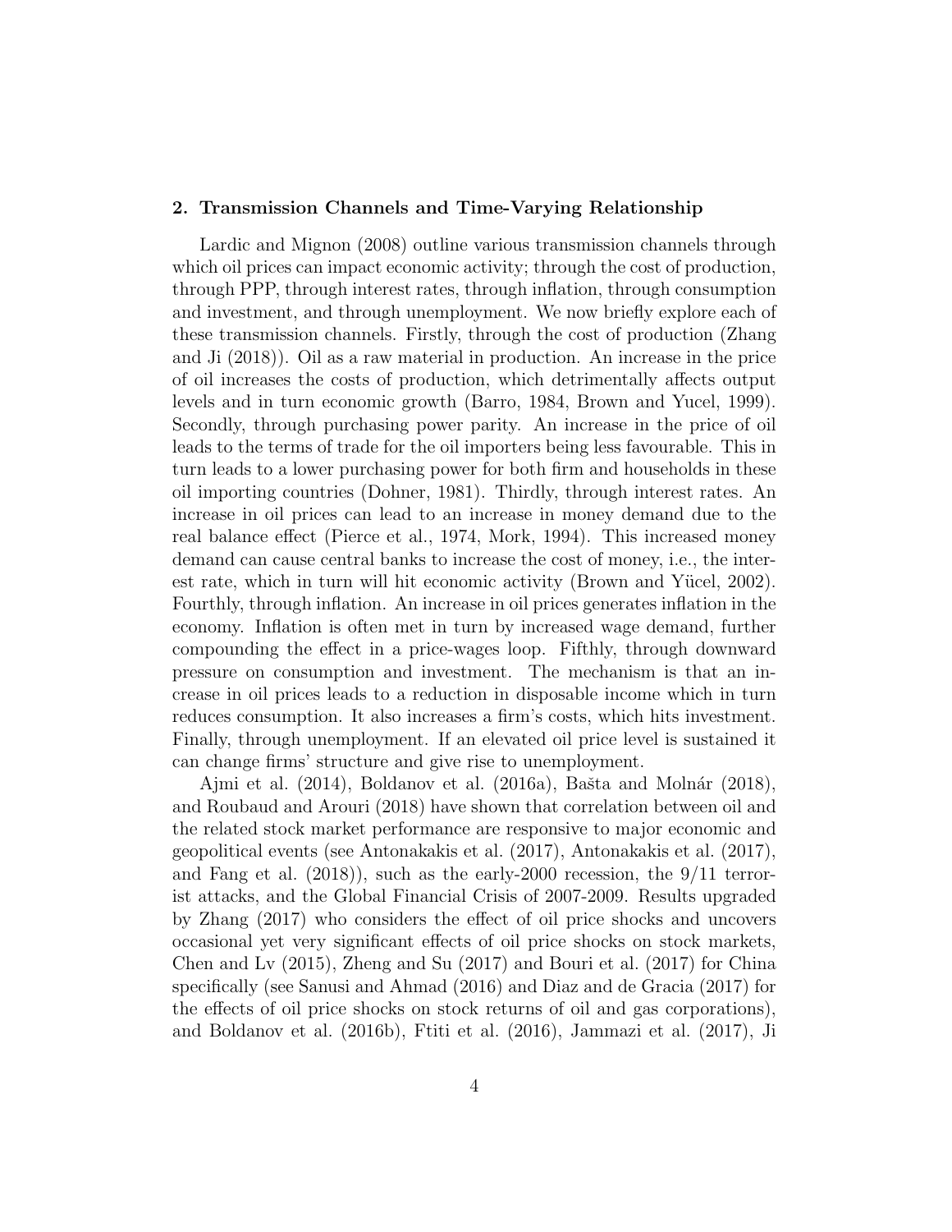## 2. Transmission Channels and Time-Varying Relationship

Lardic and Mignon (2008) outline various transmission channels through which oil prices can impact economic activity; through the cost of production, through PPP, through interest rates, through inflation, through consumption and investment, and through unemployment. We now briefly explore each of these transmission channels. Firstly, through the cost of production (Zhang and Ji (2018)). Oil as a raw material in production. An increase in the price of oil increases the costs of production, which detrimentally affects output levels and in turn economic growth (Barro, 1984, Brown and Yucel, 1999). Secondly, through purchasing power parity. An increase in the price of oil leads to the terms of trade for the oil importers being less favourable. This in turn leads to a lower purchasing power for both firm and households in these oil importing countries (Dohner, 1981). Thirdly, through interest rates. An increase in oil prices can lead to an increase in money demand due to the real balance effect (Pierce et al., 1974, Mork, 1994). This increased money demand can cause central banks to increase the cost of money, i.e., the interest rate, which in turn will hit economic activity (Brown and Yücel, 2002). Fourthly, through inflation. An increase in oil prices generates inflation in the economy. Inflation is often met in turn by increased wage demand, further compounding the effect in a price-wages loop. Fifthly, through downward pressure on consumption and investment. The mechanism is that an increase in oil prices leads to a reduction in disposable income which in turn reduces consumption. It also increases a firm's costs, which hits investment. Finally, through unemployment. If an elevated oil price level is sustained it can change firms' structure and give rise to unemployment.

Ajmi et al. (2014), Boldanov et al. (2016a), Bašta and Molnár (2018), and Roubaud and Arouri (2018) have shown that correlation between oil and the related stock market performance are responsive to major economic and geopolitical events (see Antonakakis et al. (2017), Antonakakis et al. (2017), and Fang et al. (2018)), such as the early-2000 recession, the 9/11 terrorist attacks, and the Global Financial Crisis of 2007-2009. Results upgraded by Zhang (2017) who considers the effect of oil price shocks and uncovers occasional yet very significant effects of oil price shocks on stock markets, Chen and Lv (2015), Zheng and Su (2017) and Bouri et al. (2017) for China specifically (see Sanusi and Ahmad (2016) and Diaz and de Gracia (2017) for the effects of oil price shocks on stock returns of oil and gas corporations), and Boldanov et al. (2016b), Ftiti et al. (2016), Jammazi et al. (2017), Ji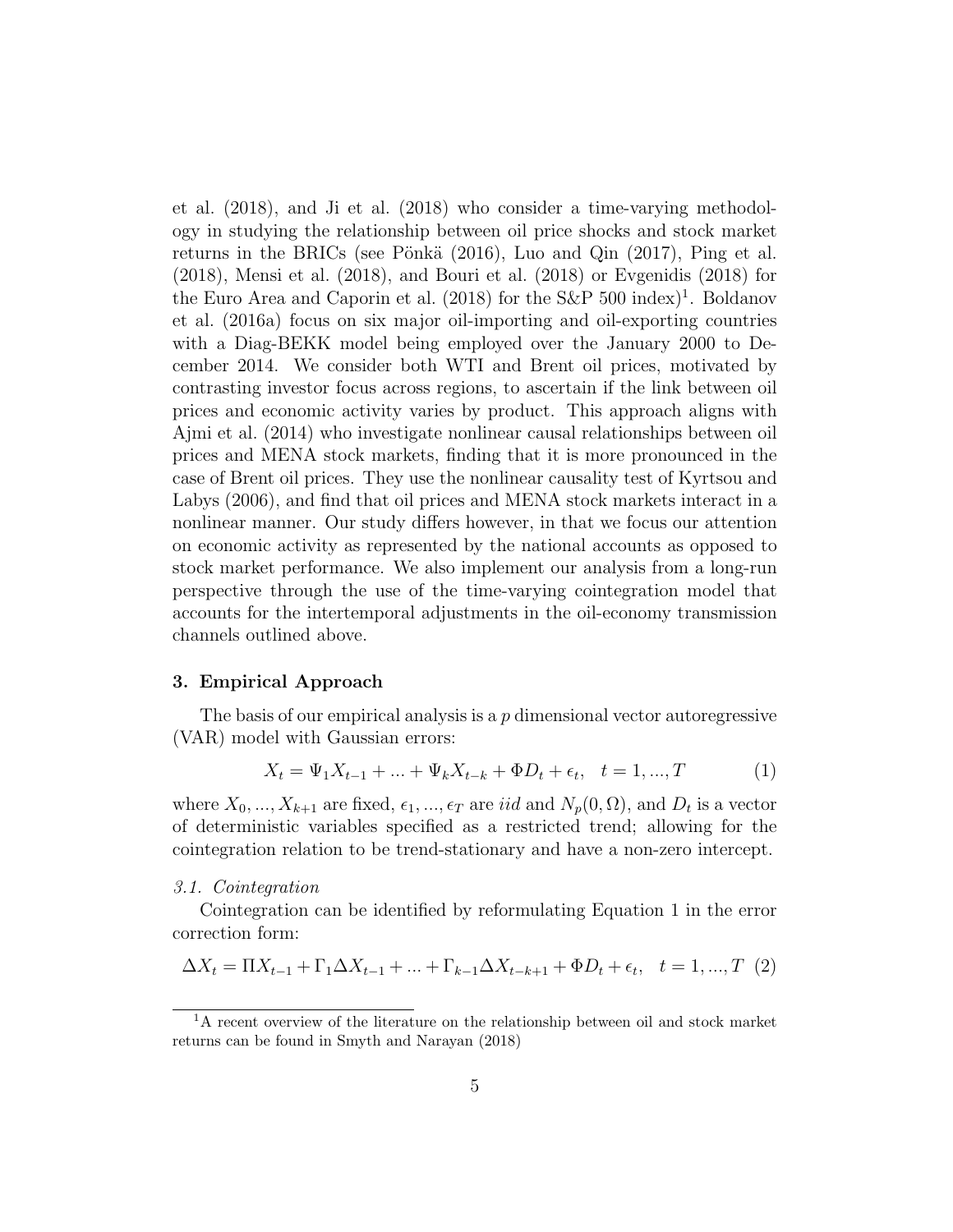et al. (2018), and Ji et al. (2018) who consider a time-varying methodology in studying the relationship between oil price shocks and stock market returns in the BRICs (see Pönkä (2016), Luo and Qin (2017), Ping et al. (2018), Mensi et al. (2018), and Bouri et al. (2018) or Evgenidis (2018) for the Euro Area and Caporin et al. (2018) for the S&P 500 index)[1]. Boldanov et al. (2016a) focus on six major oil-importing and oil-exporting countries with a Diag-BEKK model being employed over the January 2000 to December 2014. We consider both WTI and Brent oil prices, motivated by contrasting investor focus across regions, to ascertain if the link between oil prices and economic activity varies by product. This approach aligns with Ajmi et al. (2014) who investigate nonlinear causal relationships between oil prices and MENA stock markets, finding that it is more pronounced in the case of Brent oil prices. They use the nonlinear causality test of Kyrtsou and Labys (2006), and find that oil prices and MENA stock markets interact in a nonlinear manner. Our study differs however, in that we focus our attention on economic activity as represented by the national accounts as opposed to stock market performance. We also implement our analysis from a long-run perspective through the use of the time-varying cointegration model that accounts for the intertemporal adjustments in the oil-economy transmission channels outlined above.

## 3. Empirical Approach

The basis of our empirical analysis is a $p$ dimensional vector autoregressive (VAR) model with Gaussian errors:

$$X_t = \Psi_1 X_{t-1} + ... + \Psi_k X_{t-k} + \Phi D_t + \epsilon_t, \quad t = 1, ..., T \tag{1}$$

where $X_0, ..., X_{k+1}$ are fixed, $\epsilon_1, ..., \epsilon_T$ are $iid$ and $N_p(0, \Omega)$, and $D_t$ is a vector of deterministic variables specified as a restricted trend; allowing for the cointegration relation to be trend-stationary and have a non-zero intercept.

### *3.1. Cointegration*

Cointegration can be identified by reformulating Equation 1 in the error correction form:

$$\Delta X_t = \Pi X_{t-1} + \Gamma_1 \Delta X_{t-1} + ... + \Gamma_{k-1} \Delta X_{t-k+1} + \Phi D_t + \epsilon_t, \quad t = 1, ..., T \tag{2}$$

[1] A recent overview of the literature on the relationship between oil and stock market returns can be found in Smyth and Narayan (2018)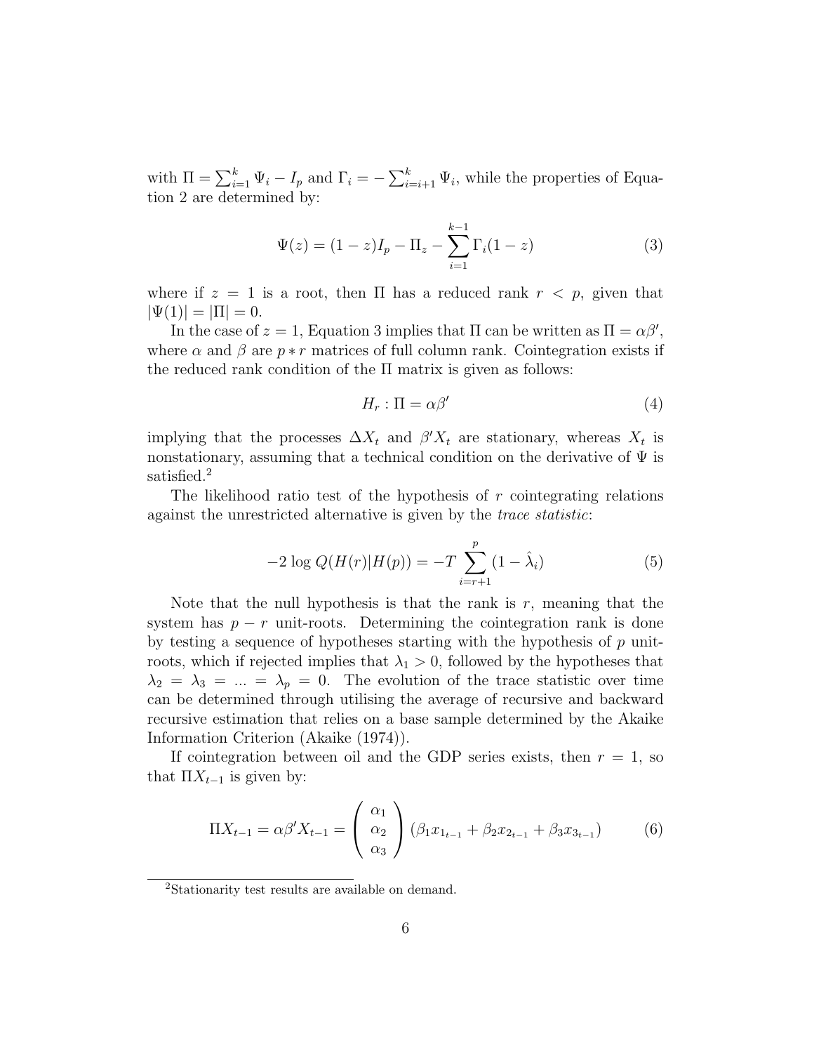with $\Pi = \sum_{i=1}^{k} \Psi_i - I_p$ and $\Gamma_i = -\sum_{i=i+1}^{k} \Psi_i$, while the properties of Equation 2 are determined by:

$$\Psi(z) = (1-z)I_p - \Pi_z - \sum_{i=1}^{k-1} \Gamma_i (1-z) \tag{3}$$

where if $z = 1$ is a root, then $\Pi$ has a reduced rank $r < p$, given that $|\Psi(1)| = |\Pi| = 0$.

In the case of $z = 1$, Equation 3 implies that $\Pi$ can be written as $\Pi = \alpha\beta'$, where $\alpha$ and $\beta$ are $p * r$ matrices of full column rank. Cointegration exists if the reduced rank condition of the $\Pi$ matrix is given as follows:

$$H_r : \Pi = \alpha\beta' \tag{4}$$

implying that the processes $\Delta X_t$ and $\beta' X_t$ are stationary, whereas $X_t$ is nonstationary, assuming that a technical condition on the derivative of $\Psi$ is satisfied.[2]

The likelihood ratio test of the hypothesis of $r$ cointegrating relations against the unrestricted alternative is given by the *trace statistic*:

$$-2 \log Q(H(r)|H(p)) = -T \sum_{i=r+1}^{p} (1 - \hat{\lambda}_i) \tag{5}$$

Note that the null hypothesis is that the rank is $r$, meaning that the system has $p - r$ unit-roots. Determining the cointegration rank is done by testing a sequence of hypotheses starting with the hypothesis of $p$ unit-roots, which if rejected implies that $\lambda_1 > 0$, followed by the hypotheses that $\lambda_2 = \lambda_3 = ... = \lambda_p = 0$. The evolution of the trace statistic over time can be determined through utilising the average of recursive and backward recursive estimation that relies on a base sample determined by the Akaike Information Criterion (Akaike (1974)).

If cointegration between oil and the GDP series exists, then $r = 1$, so that $\Pi X_{t-1}$ is given by:

$$\Pi X_{t-1} = \alpha\beta' X_{t-1} = \begin{pmatrix} \alpha_1 \\ \alpha_2 \\ \alpha_3 \end{pmatrix} (\beta_1 x_{1_{t-1}} + \beta_2 x_{2_{t-1}} + \beta_3 x_{3_{t-1}}) \tag{6}$$

[2] Stationarity test results are available on demand.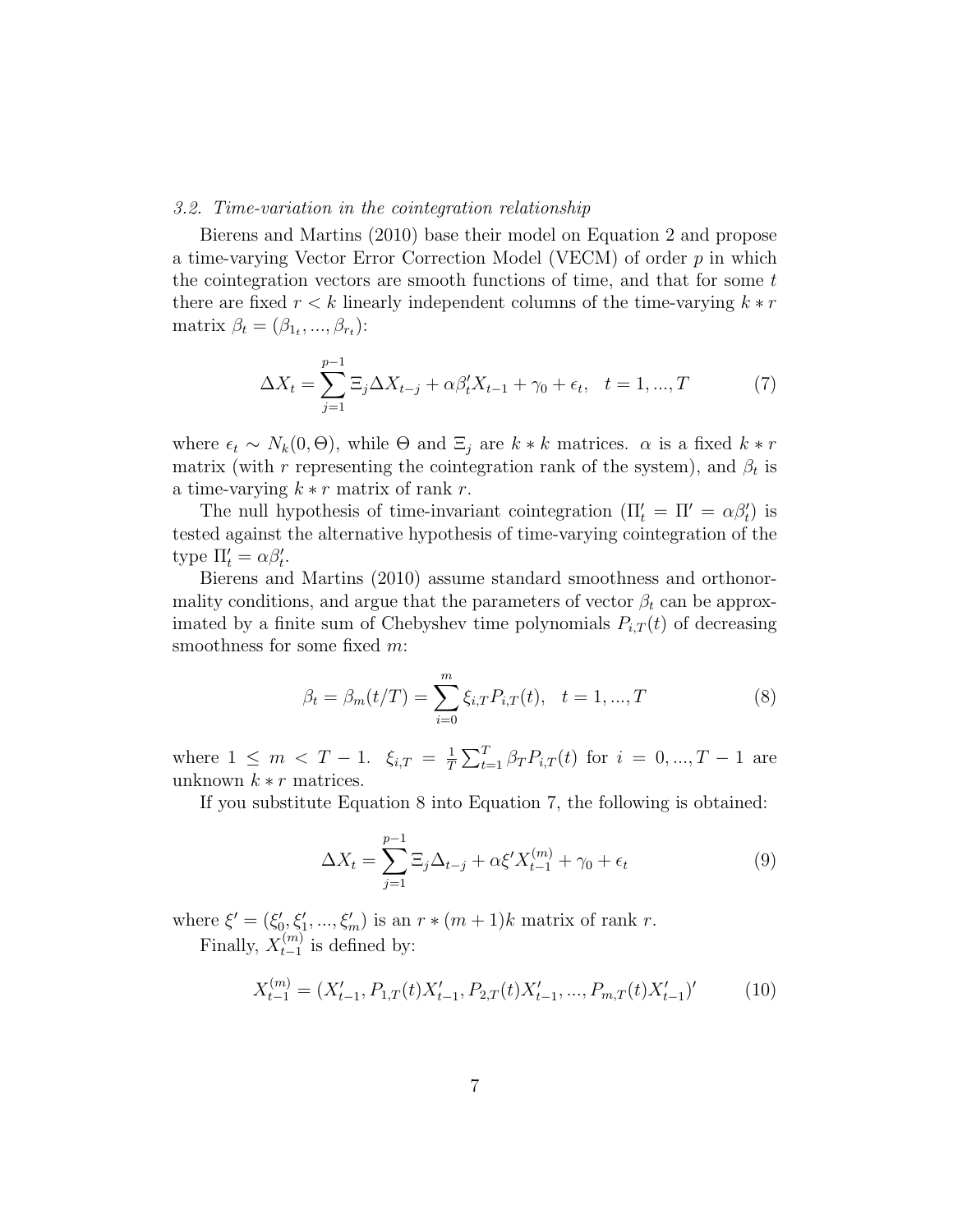### *3.2. Time-variation in the cointegration relationship*

Bierens and Martins (2010) base their model on Equation 2 and propose a time-varying Vector Error Correction Model (VECM) of order $p$ in which the cointegration vectors are smooth functions of time, and that for some $t$ there are fixed $r < k$ linearly independent columns of the time-varying $k * r$ matrix $\beta_t = (\beta_{1_t}, ..., \beta_{r_t})$:

$$\Delta X_t = \sum_{j=1}^{p-1} \Xi_j \Delta X_{t-j} + \alpha \beta_t' X_{t-1} + \gamma_0 + \epsilon_t, \quad t = 1, ..., T \tag{7}$$

where $\epsilon_t \sim N_k(0, \Theta)$, while $\Theta$ and $\Xi_j$ are $k * k$ matrices. $\alpha$ is a fixed $k * r$ matrix (with $r$ representing the cointegration rank of the system), and $\beta_t$ is a time-varying $k * r$ matrix of rank $r$.

The null hypothesis of time-invariant cointegration ($\Pi_t' = \Pi' = \alpha\beta_t'$) is tested against the alternative hypothesis of time-varying cointegration of the type $\Pi_t' = \alpha\beta_t'$.

Bierens and Martins (2010) assume standard smoothness and orthonormality conditions, and argue that the parameters of vector $\beta_t$ can be approximated by a finite sum of Chebyshev time polynomials $P_{i,T}(t)$ of decreasing smoothness for some fixed $m$:

$$\beta_t = \beta_m(t/T) = \sum_{i=0}^{m} \xi_{i,T} P_{i,T}(t), \quad t = 1, ..., T \tag{8}$$

where $1 \leq m < T - 1$. $\xi_{i,T} = \frac{1}{T} \sum_{t=1}^{T} \beta_T P_{i,T}(t)$ for $i = 0, ..., T - 1$ are unknown $k * r$ matrices.

If you substitute Equation 8 into Equation 7, the following is obtained:

$$\Delta X_t = \sum_{j=1}^{p-1} \Xi_j \Delta_{t-j} + \alpha \xi' X_{t-1}^{(m)} + \gamma_0 + \epsilon_t \tag{9}$$

where $\xi' = (\xi_0', \xi_1', ..., \xi_m')$ is an $r * (m + 1)k$ matrix of rank $r$.

Finally, $X_{t-1}^{(m)}$ is defined by:

$$X_{t-1}^{(m)} = (X_{t-1}', P_{1,T}(t)X_{t-1}', P_{2,T}(t)X_{t-1}', ..., P_{m,T}(t)X_{t-1}')' \tag{10}$$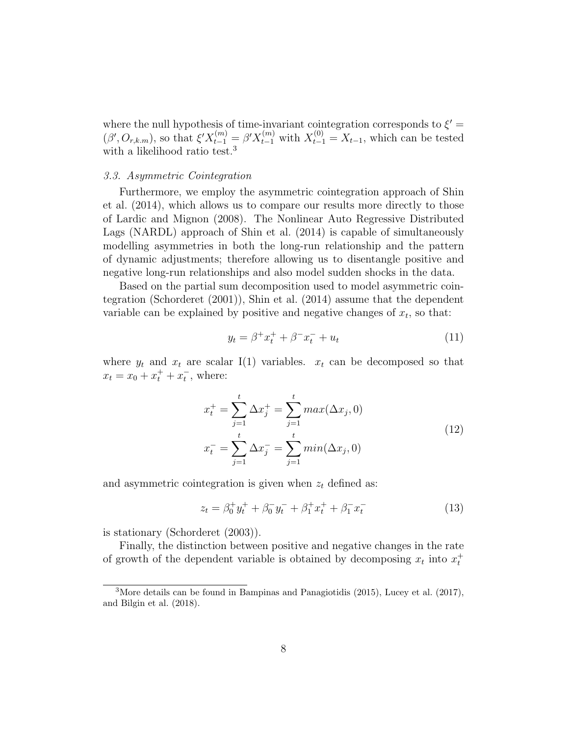where the null hypothesis of time-invariant cointegration corresponds to $\xi' = (\beta', O_{r,k.m})$, so that $\xi' X_{t-1}^{(m)} = \beta' X_{t-1}^{(m)}$ with $X_{t-1}^{(0)} = X_{t-1}$, which can be tested with a likelihood ratio test.[3]

### *3.3. Asymmetric Cointegration*

Furthermore, we employ the asymmetric cointegration approach of Shin et al. (2014), which allows us to compare our results more directly to those of Lardic and Mignon (2008). The Nonlinear Auto Regressive Distributed Lags (NARDL) approach of Shin et al. (2014) is capable of simultaneously modelling asymmetries in both the long-run relationship and the pattern of dynamic adjustments; therefore allowing us to disentangle positive and negative long-run relationships and also model sudden shocks in the data.

Based on the partial sum decomposition used to model asymmetric cointegration (Schorderet (2001)), Shin et al. (2014) assume that the dependent variable can be explained by positive and negative changes of $x_t$, so that:

$$y_t = \beta^+ x_t^+ + \beta^- x_t^- + u_t \tag{11}$$

where $y_t$ and $x_t$ are scalar I(1) variables. $x_t$ can be decomposed so that $x_t = x_0 + x_t^+ + x_t^-$, where:

$$\begin{aligned} x_t^+ &= \sum_{j=1}^{t} \Delta x_j^+ = \sum_{j=1}^{t} max(\Delta x_j, 0) \\ x_t^- &= \sum_{j=1}^{t} \Delta x_j^- = \sum_{j=1}^{t} min(\Delta x_j, 0) \end{aligned} \tag{12}$$

and asymmetric cointegration is given when $z_t$ defined as:

$$z_t = \beta_0^+ y_t^+ + \beta_0^- y_t^- + \beta_1^+ x_t^+ + \beta_1^- x_t^- \tag{13}$$

is stationary (Schorderet (2003)).

Finally, the distinction between positive and negative changes in the rate of growth of the dependent variable is obtained by decomposing $x_t$ into $x_t^+$

[3] More details can be found in Bampinas and Panagiotidis (2015), Lucey et al. (2017), and Bilgin et al. (2018).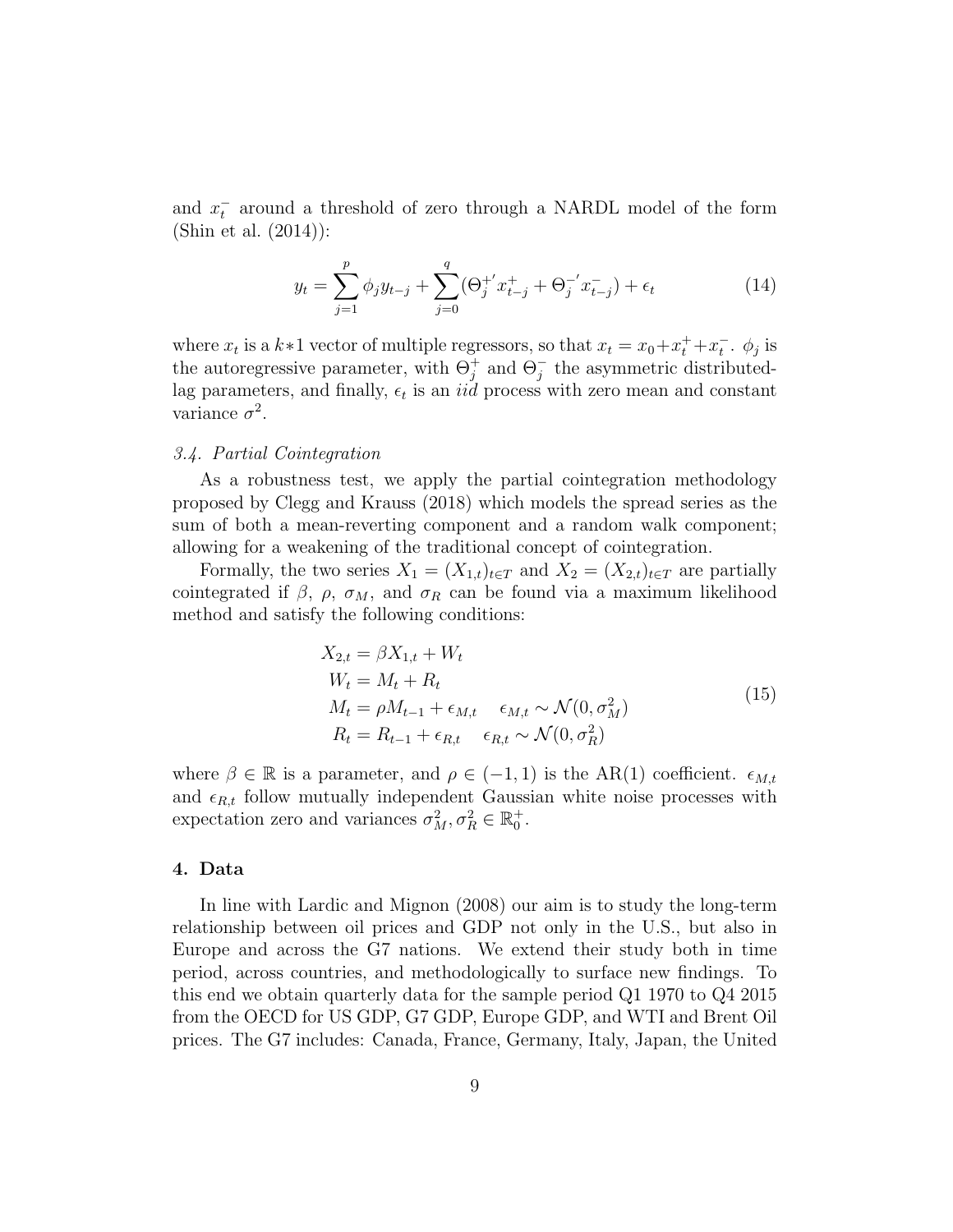and $x_t^-$ around a threshold of zero through a NARDL model of the form (Shin et al. (2014)):

$$y_t = \sum_{j=1}^{p} \phi_j y_{t-j} + \sum_{j=0}^{q} (\Theta_j^{+'} x_{t-j}^{+} + \Theta_j^{-'} x_{t-j}^{-}) + \epsilon_t \tag{14}$$

where $x_t$ is a $k*1$ vector of multiple regressors, so that $x_t = x_0 + x_t^+ + x_t^-$. $\phi_j$ is the autoregressive parameter, with $\Theta_j^+$ and $\Theta_j^-$ the asymmetric distributed-lag parameters, and finally, $\epsilon_t$ is an *iid* process with zero mean and constant variance $\sigma^2$.

### *3.4. Partial Cointegration*

As a robustness test, we apply the partial cointegration methodology proposed by Clegg and Krauss (2018) which models the spread series as the sum of both a mean-reverting component and a random walk component; allowing for a weakening of the traditional concept of cointegration.

Formally, the two series $X_1 = (X_{1,t})_{t \in T}$ and $X_2 = (X_{2,t})_{t \in T}$ are partially cointegrated if $\beta$, $\rho$, $\sigma_M$, and $\sigma_R$ can be found via a maximum likelihood method and satisfy the following conditions:

$$\begin{aligned}
X_{2,t} &= \beta X_{1,t} + W_t \\
W_t &= M_t + R_t \\
M_t &= \rho M_{t-1} + \epsilon_{M,t} \quad \epsilon_{M,t} \sim \mathcal{N}(0, \sigma_M^2) \\
R_t &= R_{t-1} + \epsilon_{R,t} \quad \epsilon_{R,t} \sim \mathcal{N}(0, \sigma_R^2)
\end{aligned} \tag{15}$$

where $\beta \in \mathbb{R}$ is a parameter, and $\rho \in (-1, 1)$ is the AR(1) coefficient. $\epsilon_{M,t}$ and $\epsilon_{R,t}$ follow mutually independent Gaussian white noise processes with expectation zero and variances $\sigma_M^2, \sigma_R^2 \in \mathbb{R}_0^+$.

## 4. Data

In line with Lardic and Mignon (2008) our aim is to study the long-term relationship between oil prices and GDP not only in the U.S., but also in Europe and across the G7 nations. We extend their study both in time period, across countries, and methodologically to surface new findings. To this end we obtain quarterly data for the sample period Q1 1970 to Q4 2015 from the OECD for US GDP, G7 GDP, Europe GDP, and WTI and Brent Oil prices. The G7 includes: Canada, France, Germany, Italy, Japan, the United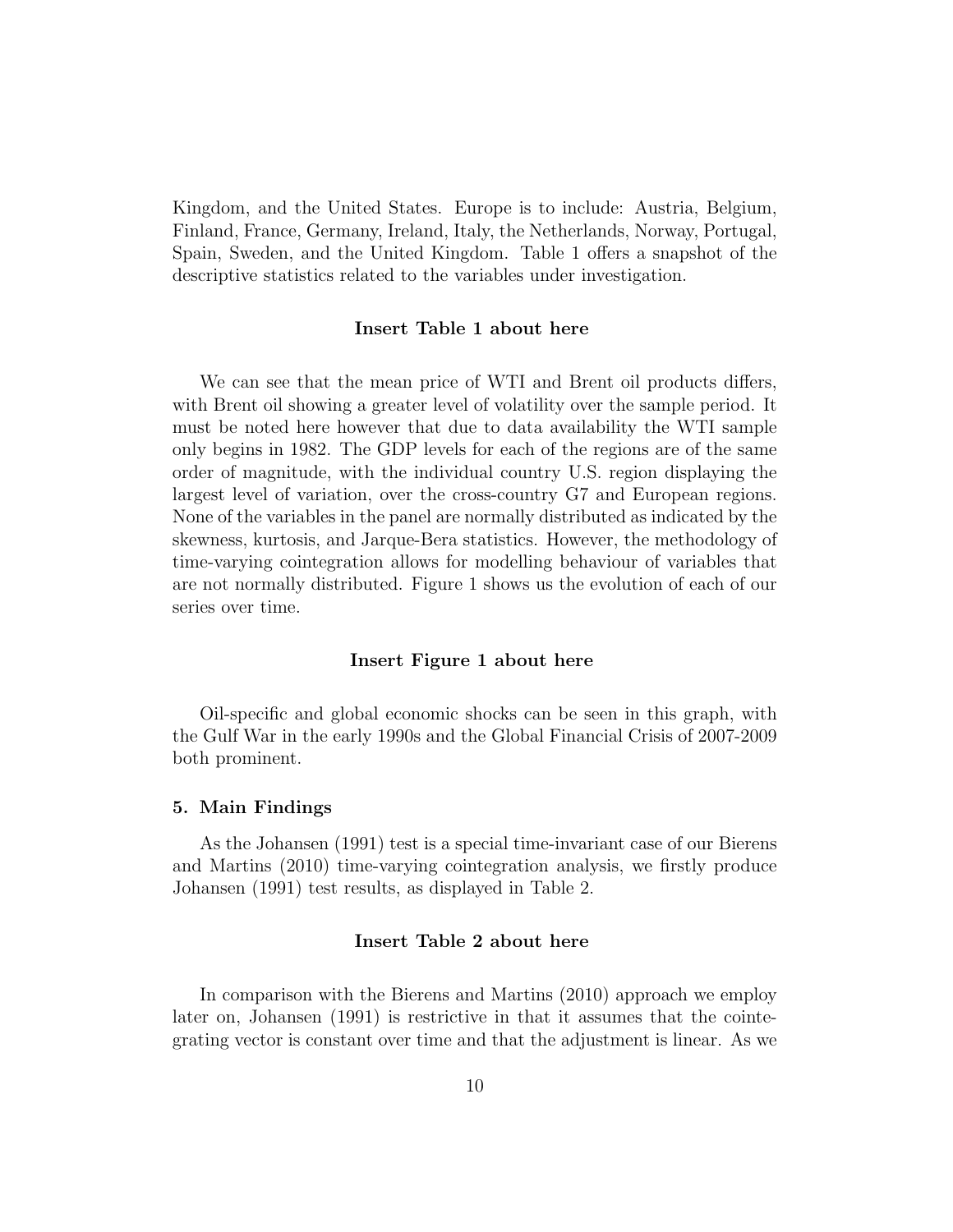Kingdom, and the United States. Europe is to include: Austria, Belgium, Finland, France, Germany, Ireland, Italy, the Netherlands, Norway, Portugal, Spain, Sweden, and the United Kingdom. Table 1 offers a snapshot of the descriptive statistics related to the variables under investigation.

**Insert Table 1 about here**

We can see that the mean price of WTI and Brent oil products differs, with Brent oil showing a greater level of volatility over the sample period. It must be noted here however that due to data availability the WTI sample only begins in 1982. The GDP levels for each of the regions are of the same order of magnitude, with the individual country U.S. region displaying the largest level of variation, over the cross-country G7 and European regions. None of the variables in the panel are normally distributed as indicated by the skewness, kurtosis, and Jarque-Bera statistics. However, the methodology of time-varying cointegration allows for modelling behaviour of variables that are not normally distributed. Figure 1 shows us the evolution of each of our series over time.

**Insert Figure 1 about here**

Oil-specific and global economic shocks can be seen in this graph, with the Gulf War in the early 1990s and the Global Financial Crisis of 2007-2009 both prominent.

### 5. Main Findings

As the Johansen (1991) test is a special time-invariant case of our Bierens and Martins (2010) time-varying cointegration analysis, we firstly produce Johansen (1991) test results, as displayed in Table 2.

**Insert Table 2 about here**

In comparison with the Bierens and Martins (2010) approach we employ later on, Johansen (1991) is restrictive in that it assumes that the cointegrating vector is constant over time and that the adjustment is linear. As we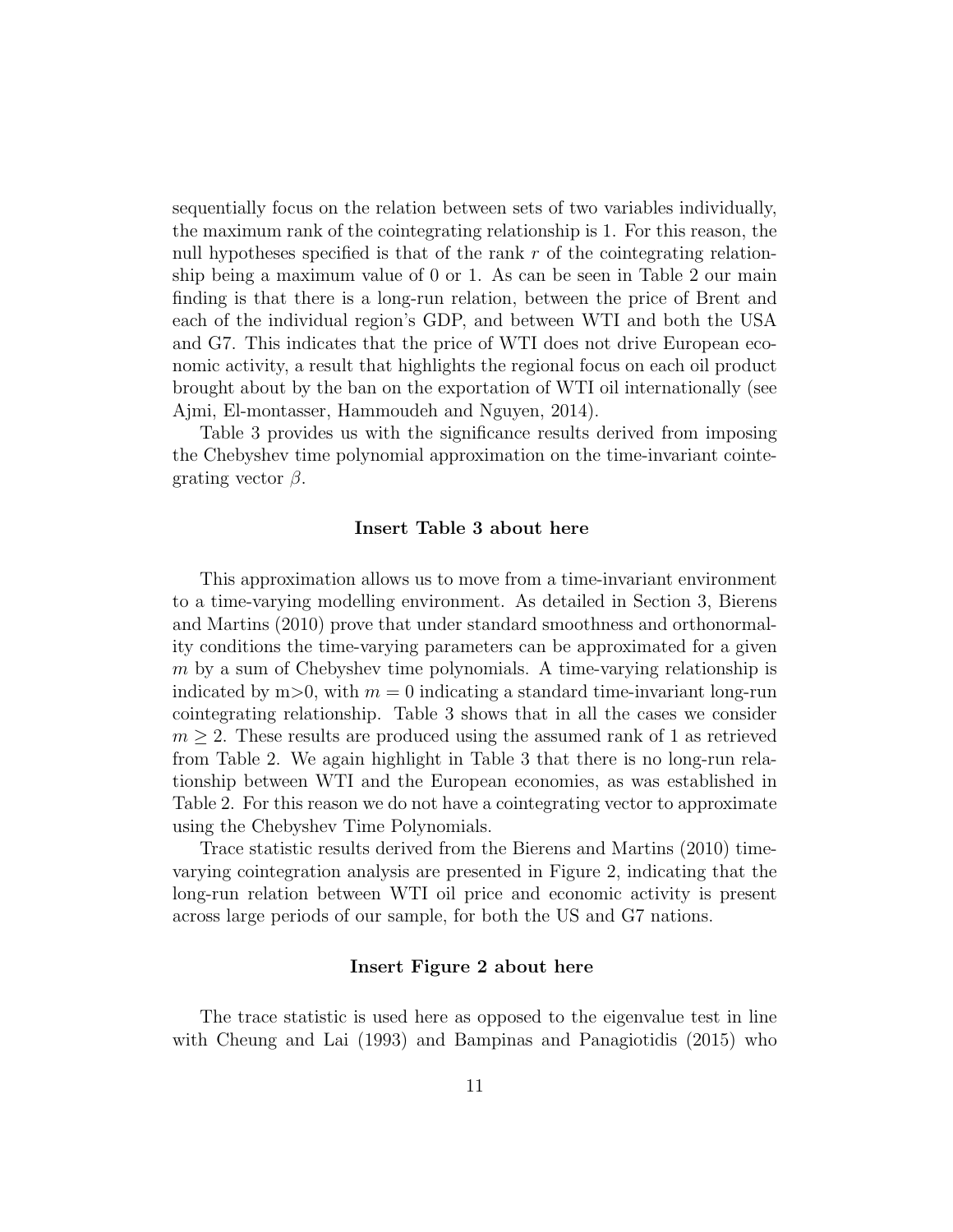sequentially focus on the relation between sets of two variables individually, the maximum rank of the cointegrating relationship is 1. For this reason, the null hypotheses specified is that of the rank $r$ of the cointegrating relationship being a maximum value of 0 or 1. As can be seen in Table 2 our main finding is that there is a long-run relation, between the price of Brent and each of the individual region's GDP, and between WTI and both the USA and G7. This indicates that the price of WTI does not drive European economic activity, a result that highlights the regional focus on each oil product brought about by the ban on the exportation of WTI oil internationally (see Ajmi, El-montasser, Hammoudeh and Nguyen, 2014).

Table 3 provides us with the significance results derived from imposing the Chebyshev time polynomial approximation on the time-invariant cointegrating vector $\beta$.

**Insert Table 3 about here**

This approximation allows us to move from a time-invariant environment to a time-varying modelling environment. As detailed in Section 3, Bierens and Martins (2010) prove that under standard smoothness and orthonormality conditions the time-varying parameters can be approximated for a given $m$ by a sum of Chebyshev time polynomials. A time-varying relationship is indicated by m>0, with $m = 0$ indicating a standard time-invariant long-run cointegrating relationship. Table 3 shows that in all the cases we consider $m \geq 2$. These results are produced using the assumed rank of 1 as retrieved from Table 2. We again highlight in Table 3 that there is no long-run relationship between WTI and the European economies, as was established in Table 2. For this reason we do not have a cointegrating vector to approximate using the Chebyshev Time Polynomials.

Trace statistic results derived from the Bierens and Martins (2010) time-varying cointegration analysis are presented in Figure 2, indicating that the long-run relation between WTI oil price and economic activity is present across large periods of our sample, for both the US and G7 nations.

**Insert Figure 2 about here**

The trace statistic is used here as opposed to the eigenvalue test in line with Cheung and Lai (1993) and Bampinas and Panagiotidis (2015) who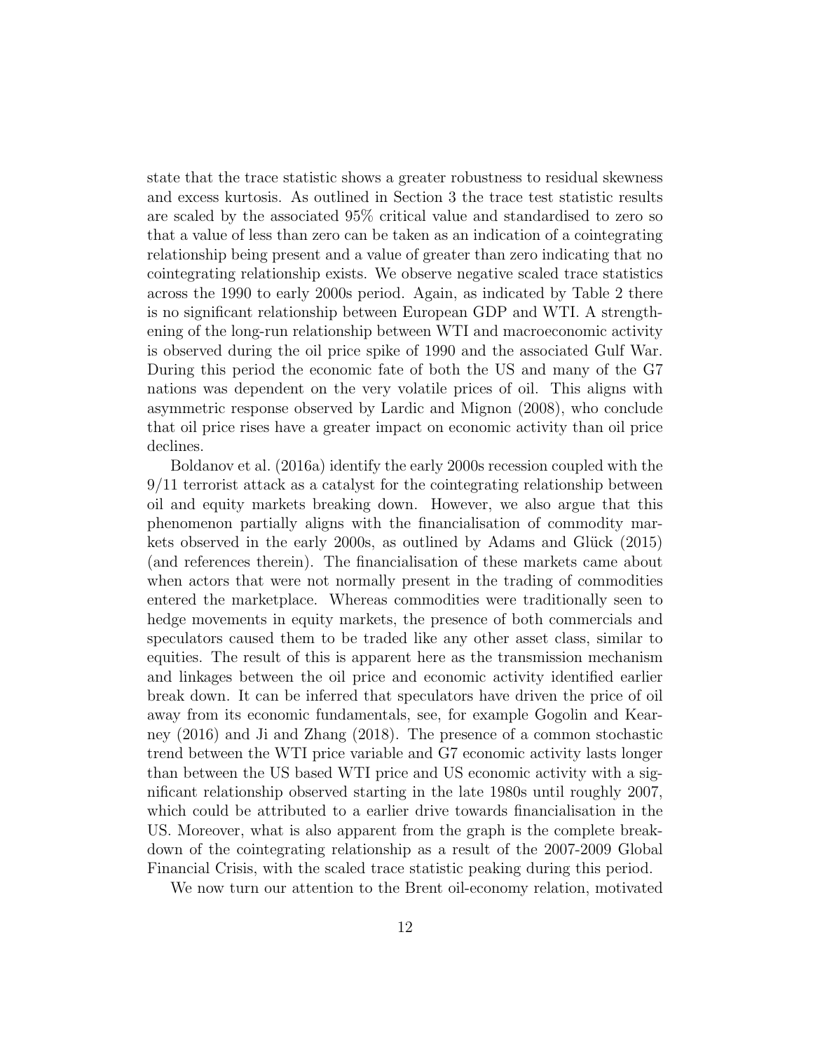state that the trace statistic shows a greater robustness to residual skewness and excess kurtosis. As outlined in Section 3 the trace test statistic results are scaled by the associated 95% critical value and standardised to zero so that a value of less than zero can be taken as an indication of a cointegrating relationship being present and a value of greater than zero indicating that no cointegrating relationship exists. We observe negative scaled trace statistics across the 1990 to early 2000s period. Again, as indicated by Table 2 there is no significant relationship between European GDP and WTI. A strengthening of the long-run relationship between WTI and macroeconomic activity is observed during the oil price spike of 1990 and the associated Gulf War. During this period the economic fate of both the US and many of the G7 nations was dependent on the very volatile prices of oil. This aligns with asymmetric response observed by Lardic and Mignon (2008), who conclude that oil price rises have a greater impact on economic activity than oil price declines.

Boldanov et al. (2016a) identify the early 2000s recession coupled with the 9/11 terrorist attack as a catalyst for the cointegrating relationship between oil and equity markets breaking down. However, we also argue that this phenomenon partially aligns with the financialisation of commodity markets observed in the early 2000s, as outlined by Adams and Glück (2015) (and references therein). The financialisation of these markets came about when actors that were not normally present in the trading of commodities entered the marketplace. Whereas commodities were traditionally seen to hedge movements in equity markets, the presence of both commercials and speculators caused them to be traded like any other asset class, similar to equities. The result of this is apparent here as the transmission mechanism and linkages between the oil price and economic activity identified earlier break down. It can be inferred that speculators have driven the price of oil away from its economic fundamentals, see, for example Gogolin and Kearney (2016) and Ji and Zhang (2018). The presence of a common stochastic trend between the WTI price variable and G7 economic activity lasts longer than between the US based WTI price and US economic activity with a significant relationship observed starting in the late 1980s until roughly 2007, which could be attributed to a earlier drive towards financialisation in the US. Moreover, what is also apparent from the graph is the complete breakdown of the cointegrating relationship as a result of the 2007-2009 Global Financial Crisis, with the scaled trace statistic peaking during this period.

We now turn our attention to the Brent oil-economy relation, motivated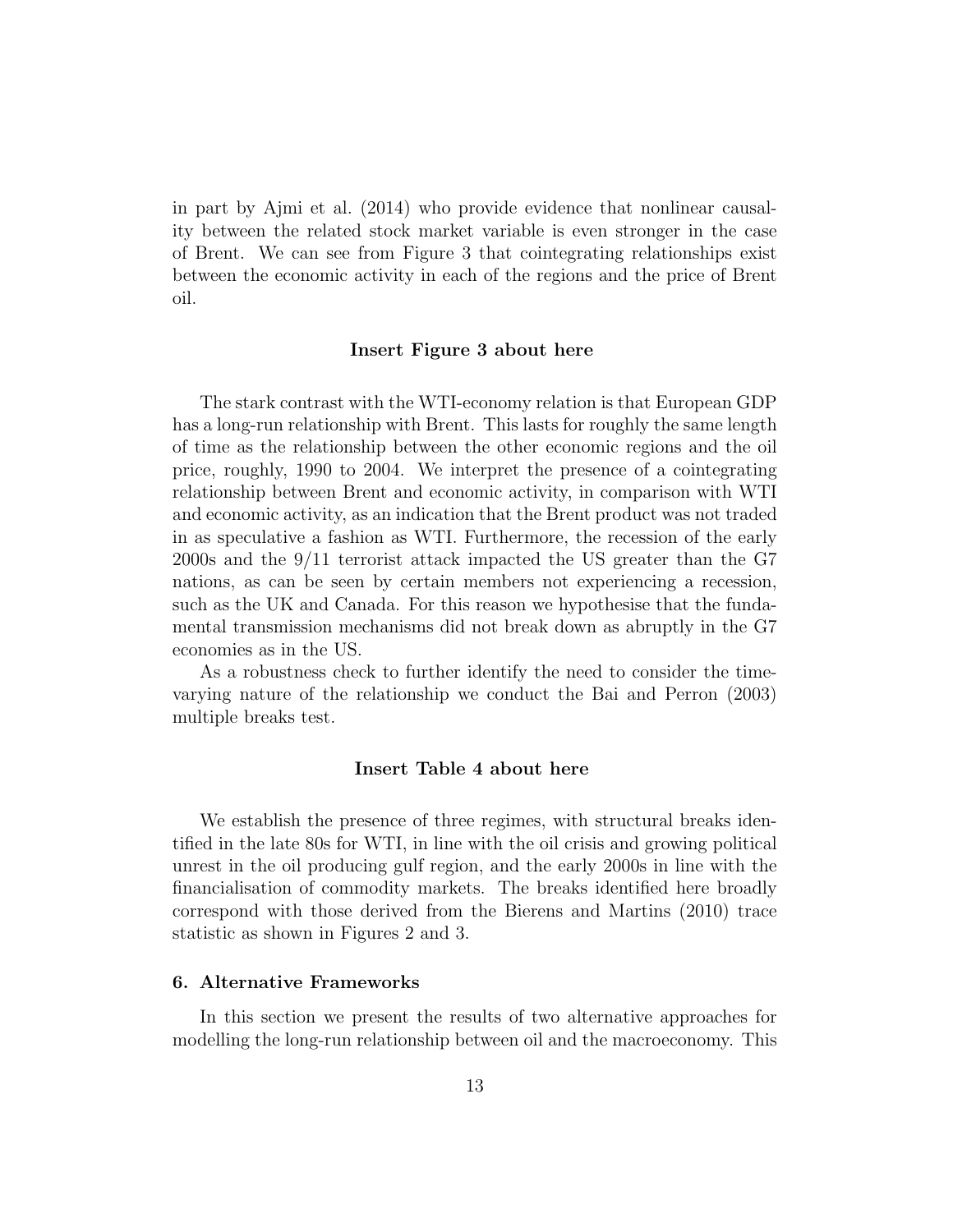in part by Ajmi et al. (2014) who provide evidence that nonlinear causality between the related stock market variable is even stronger in the case of Brent. We can see from Figure 3 that cointegrating relationships exist between the economic activity in each of the regions and the price of Brent oil.

**Insert Figure 3 about here**

The stark contrast with the WTI-economy relation is that European GDP has a long-run relationship with Brent. This lasts for roughly the same length of time as the relationship between the other economic regions and the oil price, roughly, 1990 to 2004. We interpret the presence of a cointegrating relationship between Brent and economic activity, in comparison with WTI and economic activity, as an indication that the Brent product was not traded in as speculative a fashion as WTI. Furthermore, the recession of the early 2000s and the 9/11 terrorist attack impacted the US greater than the G7 nations, as can be seen by certain members not experiencing a recession, such as the UK and Canada. For this reason we hypothesise that the fundamental transmission mechanisms did not break down as abruptly in the G7 economies as in the US.

As a robustness check to further identify the need to consider the time-varying nature of the relationship we conduct the Bai and Perron (2003) multiple breaks test.

**Insert Table 4 about here**

We establish the presence of three regimes, with structural breaks identified in the late 80s for WTI, in line with the oil crisis and growing political unrest in the oil producing gulf region, and the early 2000s in line with the financialisation of commodity markets. The breaks identified here broadly correspond with those derived from the Bierens and Martins (2010) trace statistic as shown in Figures 2 and 3.

## 6. Alternative Frameworks

In this section we present the results of two alternative approaches for modelling the long-run relationship between oil and the macroeconomy. This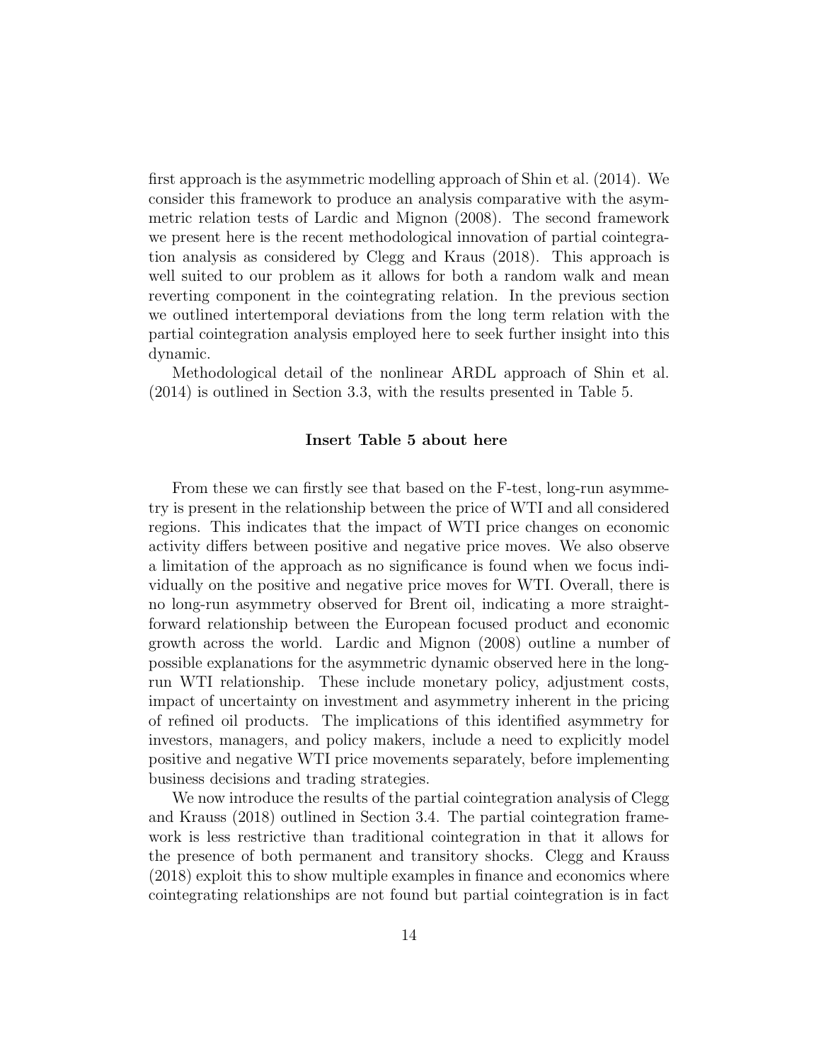first approach is the asymmetric modelling approach of Shin et al. (2014). We consider this framework to produce an analysis comparative with the asymmetric relation tests of Lardic and Mignon (2008). The second framework we present here is the recent methodological innovation of partial cointegration analysis as considered by Clegg and Kraus (2018). This approach is well suited to our problem as it allows for both a random walk and mean reverting component in the cointegrating relation. In the previous section we outlined intertemporal deviations from the long term relation with the partial cointegration analysis employed here to seek further insight into this dynamic.

Methodological detail of the nonlinear ARDL approach of Shin et al. (2014) is outlined in Section 3.3, with the results presented in Table 5.

**Insert Table 5 about here**

From these we can firstly see that based on the F-test, long-run asymmetry is present in the relationship between the price of WTI and all considered regions. This indicates that the impact of WTI price changes on economic activity differs between positive and negative price moves. We also observe a limitation of the approach as no significance is found when we focus individually on the positive and negative price moves for WTI. Overall, there is no long-run asymmetry observed for Brent oil, indicating a more straightforward relationship between the European focused product and economic growth across the world. Lardic and Mignon (2008) outline a number of possible explanations for the asymmetric dynamic observed here in the long-run WTI relationship. These include monetary policy, adjustment costs, impact of uncertainty on investment and asymmetry inherent in the pricing of refined oil products. The implications of this identified asymmetry for investors, managers, and policy makers, include a need to explicitly model positive and negative WTI price movements separately, before implementing business decisions and trading strategies.

We now introduce the results of the partial cointegration analysis of Clegg and Krauss (2018) outlined in Section 3.4. The partial cointegration framework is less restrictive than traditional cointegration in that it allows for the presence of both permanent and transitory shocks. Clegg and Krauss (2018) exploit this to show multiple examples in finance and economics where cointegrating relationships are not found but partial cointegration is in fact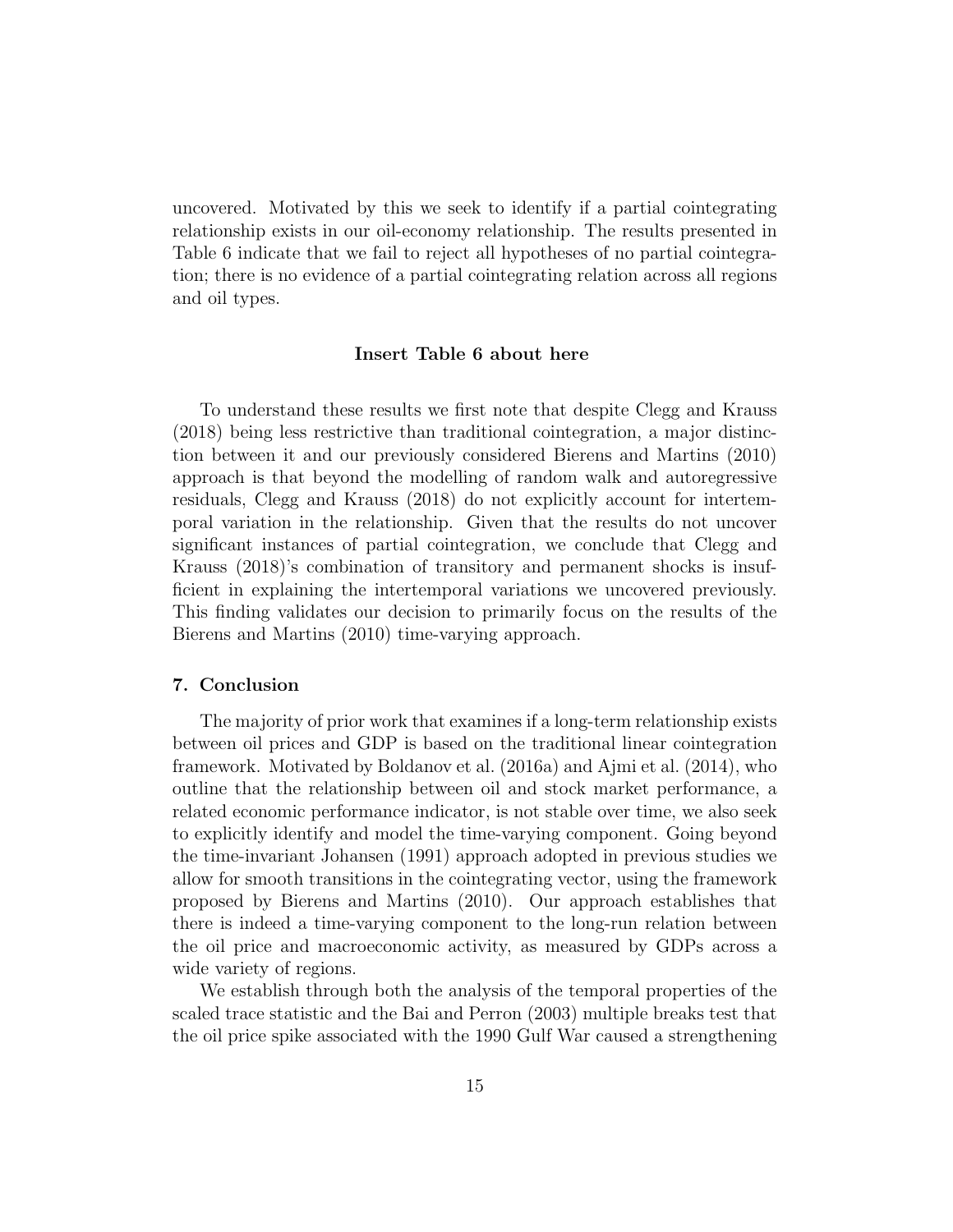uncovered. Motivated by this we seek to identify if a partial cointegrating relationship exists in our oil-economy relationship. The results presented in Table 6 indicate that we fail to reject all hypotheses of no partial cointegration; there is no evidence of a partial cointegrating relation across all regions and oil types.

**Insert Table 6 about here**

To understand these results we first note that despite Clegg and Krauss (2018) being less restrictive than traditional cointegration, a major distinction between it and our previously considered Bierens and Martins (2010) approach is that beyond the modelling of random walk and autoregressive residuals, Clegg and Krauss (2018) do not explicitly account for intertemporal variation in the relationship. Given that the results do not uncover significant instances of partial cointegration, we conclude that Clegg and Krauss (2018)'s combination of transitory and permanent shocks is insufficient in explaining the intertemporal variations we uncovered previously. This finding validates our decision to primarily focus on the results of the Bierens and Martins (2010) time-varying approach.

## 7. Conclusion

The majority of prior work that examines if a long-term relationship exists between oil prices and GDP is based on the traditional linear cointegration framework. Motivated by Boldanov et al. (2016a) and Ajmi et al. (2014), who outline that the relationship between oil and stock market performance, a related economic performance indicator, is not stable over time, we also seek to explicitly identify and model the time-varying component. Going beyond the time-invariant Johansen (1991) approach adopted in previous studies we allow for smooth transitions in the cointegrating vector, using the framework proposed by Bierens and Martins (2010). Our approach establishes that there is indeed a time-varying component to the long-run relation between the oil price and macroeconomic activity, as measured by GDPs across a wide variety of regions.

We establish through both the analysis of the temporal properties of the scaled trace statistic and the Bai and Perron (2003) multiple breaks test that the oil price spike associated with the 1990 Gulf War caused a strengthening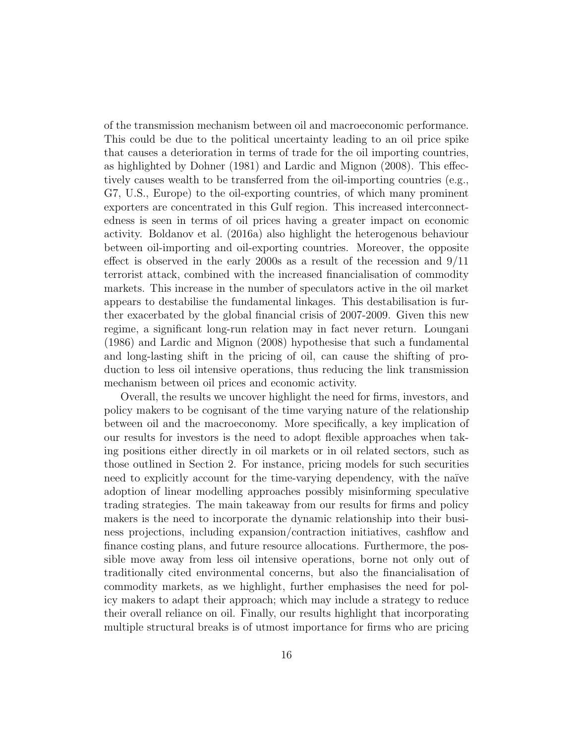of the transmission mechanism between oil and macroeconomic performance. This could be due to the political uncertainty leading to an oil price spike that causes a deterioration in terms of trade for the oil importing countries, as highlighted by Dohner (1981) and Lardic and Mignon (2008). This effectively causes wealth to be transferred from the oil-importing countries (e.g., G7, U.S., Europe) to the oil-exporting countries, of which many prominent exporters are concentrated in this Gulf region. This increased interconnectedness is seen in terms of oil prices having a greater impact on economic activity. Boldanov et al. (2016a) also highlight the heterogenous behaviour between oil-importing and oil-exporting countries. Moreover, the opposite effect is observed in the early 2000s as a result of the recession and 9/11 terrorist attack, combined with the increased financialisation of commodity markets. This increase in the number of speculators active in the oil market appears to destabilise the fundamental linkages. This destabilisation is further exacerbated by the global financial crisis of 2007-2009. Given this new regime, a significant long-run relation may in fact never return. Loungani (1986) and Lardic and Mignon (2008) hypothesise that such a fundamental and long-lasting shift in the pricing of oil, can cause the shifting of production to less oil intensive operations, thus reducing the link transmission mechanism between oil prices and economic activity.

Overall, the results we uncover highlight the need for firms, investors, and policy makers to be cognisant of the time varying nature of the relationship between oil and the macroeconomy. More specifically, a key implication of our results for investors is the need to adopt flexible approaches when taking positions either directly in oil markets or in oil related sectors, such as those outlined in Section 2. For instance, pricing models for such securities need to explicitly account for the time-varying dependency, with the naïve adoption of linear modelling approaches possibly misinforming speculative trading strategies. The main takeaway from our results for firms and policy makers is the need to incorporate the dynamic relationship into their business projections, including expansion/contraction initiatives, cashflow and finance costing plans, and future resource allocations. Furthermore, the possible move away from less oil intensive operations, borne not only out of traditionally cited environmental concerns, but also the financialisation of commodity markets, as we highlight, further emphasises the need for policy makers to adapt their approach; which may include a strategy to reduce their overall reliance on oil. Finally, our results highlight that incorporating multiple structural breaks is of utmost importance for firms who are pricing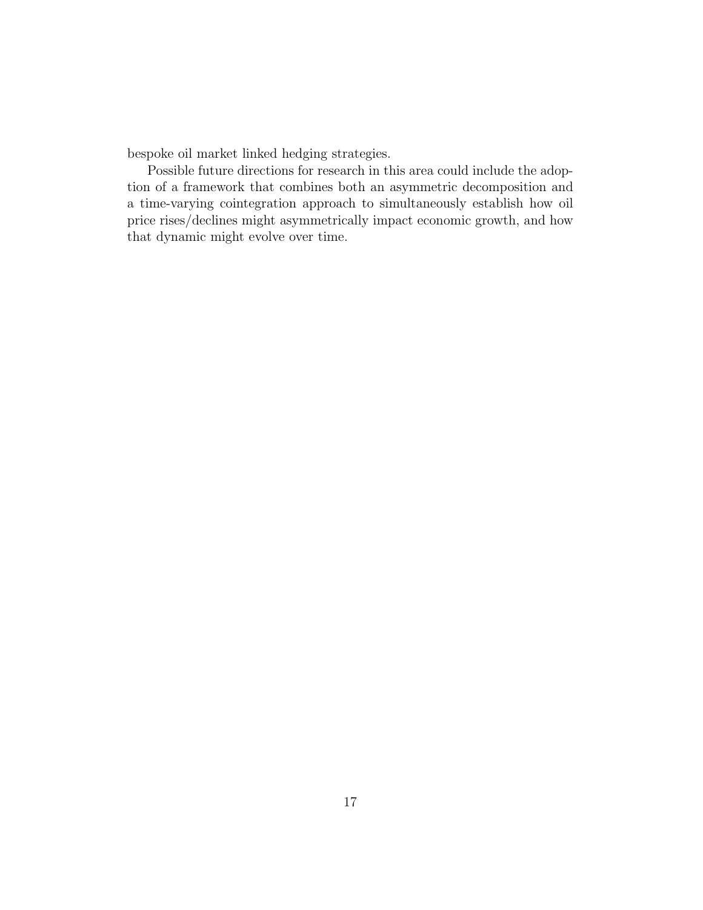bespoke oil market linked hedging strategies.

Possible future directions for research in this area could include the adoption of a framework that combines both an asymmetric decomposition and a time-varying cointegration approach to simultaneously establish how oil price rises/declines might asymmetrically impact economic growth, and how that dynamic might evolve over time.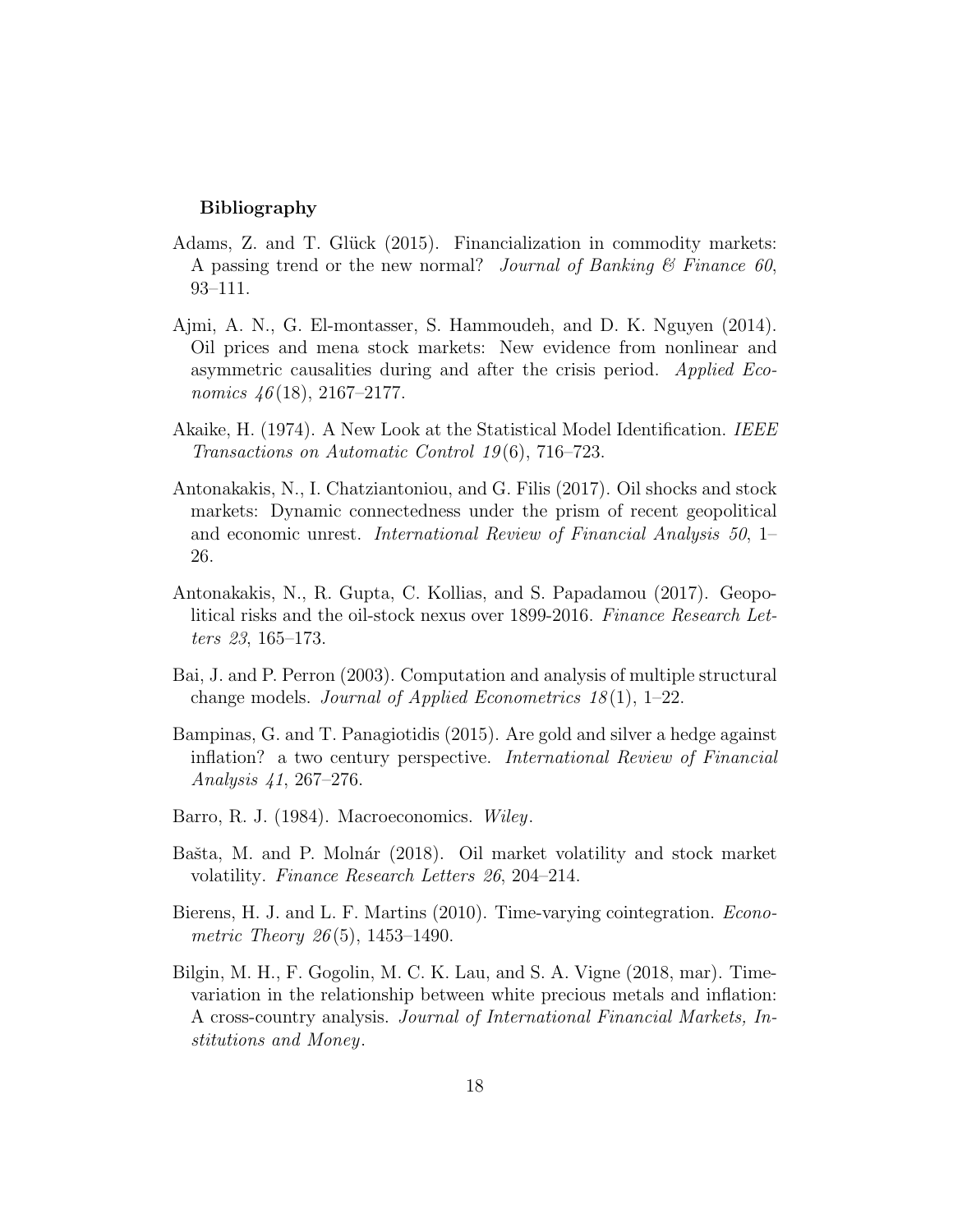**Bibliography**

Adams, Z. and T. Glück (2015). Financialization in commodity markets: A passing trend or the new normal? *Journal of Banking & Finance 60*, 93–111.

Ajmi, A. N., G. El-montasser, S. Hammoudeh, and D. K. Nguyen (2014). Oil prices and mena stock markets: New evidence from nonlinear and asymmetric causalities during and after the crisis period. *Applied Economics 46*(18), 2167–2177.

Akaike, H. (1974). A New Look at the Statistical Model Identification. *IEEE Transactions on Automatic Control 19*(6), 716–723.

Antonakakis, N., I. Chatziantoniou, and G. Filis (2017). Oil shocks and stock markets: Dynamic connectedness under the prism of recent geopolitical and economic unrest. *International Review of Financial Analysis 50*, 1–26.

Antonakakis, N., R. Gupta, C. Kollias, and S. Papadamou (2017). Geopolitical risks and the oil-stock nexus over 1899-2016. *Finance Research Letters 23*, 165–173.

Bai, J. and P. Perron (2003). Computation and analysis of multiple structural change models. *Journal of Applied Econometrics 18*(1), 1–22.

Bampinas, G. and T. Panagiotidis (2015). Are gold and silver a hedge against inflation? a two century perspective. *International Review of Financial Analysis 41*, 267–276.

Barro, R. J. (1984). Macroeconomics. *Wiley*.

Bašta, M. and P. Molnár (2018). Oil market volatility and stock market volatility. *Finance Research Letters 26*, 204–214.

Bierens, H. J. and L. F. Martins (2010). Time-varying cointegration. *Econometric Theory 26*(5), 1453–1490.

Bilgin, M. H., F. Gogolin, M. C. K. Lau, and S. A. Vigne (2018, mar). Time-variation in the relationship between white precious metals and inflation: A cross-country analysis. *Journal of International Financial Markets, Institutions and Money*.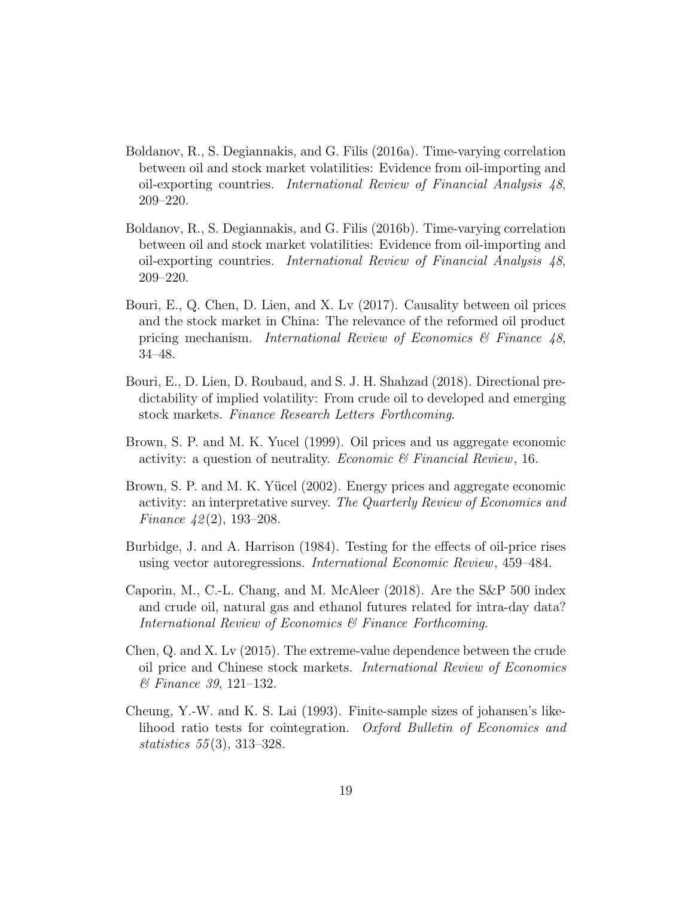Boldanov, R., S. Degiannakis, and G. Filis (2016a). Time-varying correlation between oil and stock market volatilities: Evidence from oil-importing and oil-exporting countries. *International Review of Financial Analysis 48*, 209–220.

Boldanov, R., S. Degiannakis, and G. Filis (2016b). Time-varying correlation between oil and stock market volatilities: Evidence from oil-importing and oil-exporting countries. *International Review of Financial Analysis 48*, 209–220.

Bouri, E., Q. Chen, D. Lien, and X. Lv (2017). Causality between oil prices and the stock market in China: The relevance of the reformed oil product pricing mechanism. *International Review of Economics & Finance 48*, 34–48.

Bouri, E., D. Lien, D. Roubaud, and S. J. H. Shahzad (2018). Directional predictability of implied volatility: From crude oil to developed and emerging stock markets. *Finance Research Letters Forthcoming*.

Brown, S. P. and M. K. Yucel (1999). Oil prices and us aggregate economic activity: a question of neutrality. *Economic & Financial Review*, 16.

Brown, S. P. and M. K. Yücel (2002). Energy prices and aggregate economic activity: an interpretative survey. *The Quarterly Review of Economics and Finance 42*(2), 193–208.

Burbidge, J. and A. Harrison (1984). Testing for the effects of oil-price rises using vector autoregressions. *International Economic Review*, 459–484.

Caporin, M., C.-L. Chang, and M. McAleer (2018). Are the S&P 500 index and crude oil, natural gas and ethanol futures related for intra-day data? *International Review of Economics & Finance Forthcoming*.

Chen, Q. and X. Lv (2015). The extreme-value dependence between the crude oil price and Chinese stock markets. *International Review of Economics & Finance 39*, 121–132.

Cheung, Y.-W. and K. S. Lai (1993). Finite-sample sizes of johansen's likelihood ratio tests for cointegration. *Oxford Bulletin of Economics and statistics 55*(3), 313–328.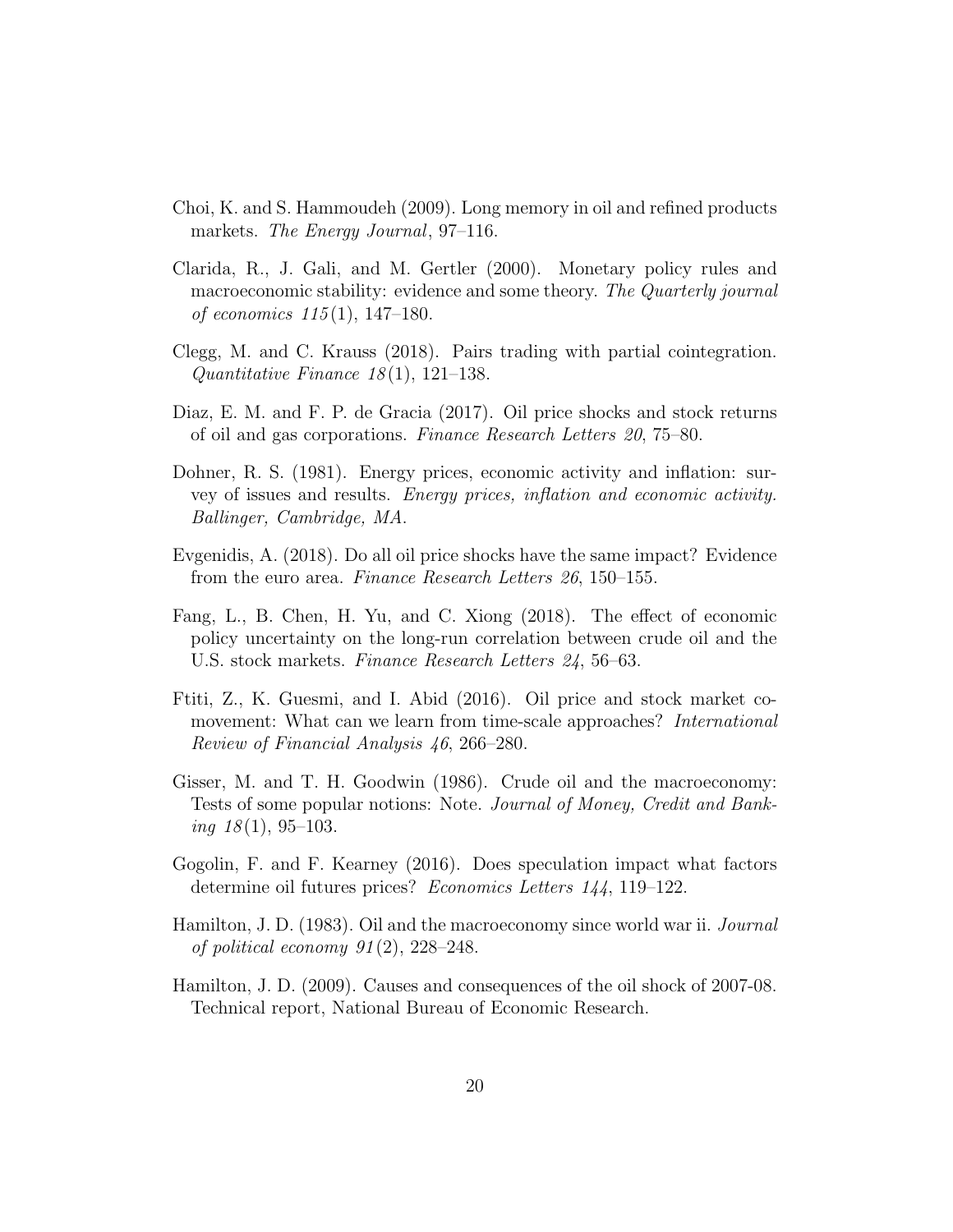Choi, K. and S. Hammoudeh (2009). Long memory in oil and refined products markets. *The Energy Journal*, 97–116.

Clarida, R., J. Gali, and M. Gertler (2000). Monetary policy rules and macroeconomic stability: evidence and some theory. *The Quarterly journal of economics 115*(1), 147–180.

Clegg, M. and C. Krauss (2018). Pairs trading with partial cointegration. *Quantitative Finance 18*(1), 121–138.

Diaz, E. M. and F. P. de Gracia (2017). Oil price shocks and stock returns of oil and gas corporations. *Finance Research Letters 20*, 75–80.

Dohner, R. S. (1981). Energy prices, economic activity and inflation: survey of issues and results. *Energy prices, inflation and economic activity. Ballinger, Cambridge, MA.*

Evgenidis, A. (2018). Do all oil price shocks have the same impact? Evidence from the euro area. *Finance Research Letters 26*, 150–155.

Fang, L., B. Chen, H. Yu, and C. Xiong (2018). The effect of economic policy uncertainty on the long-run correlation between crude oil and the U.S. stock markets. *Finance Research Letters 24*, 56–63.

Ftiti, Z., K. Guesmi, and I. Abid (2016). Oil price and stock market comovement: What can we learn from time-scale approaches? *International Review of Financial Analysis 46*, 266–280.

Gisser, M. and T. H. Goodwin (1986). Crude oil and the macroeconomy: Tests of some popular notions: Note. *Journal of Money, Credit and Banking 18*(1), 95–103.

Gogolin, F. and F. Kearney (2016). Does speculation impact what factors determine oil futures prices? *Economics Letters 144*, 119–122.

Hamilton, J. D. (1983). Oil and the macroeconomy since world war ii. *Journal of political economy 91*(2), 228–248.

Hamilton, J. D. (2009). Causes and consequences of the oil shock of 2007-08. Technical report, National Bureau of Economic Research.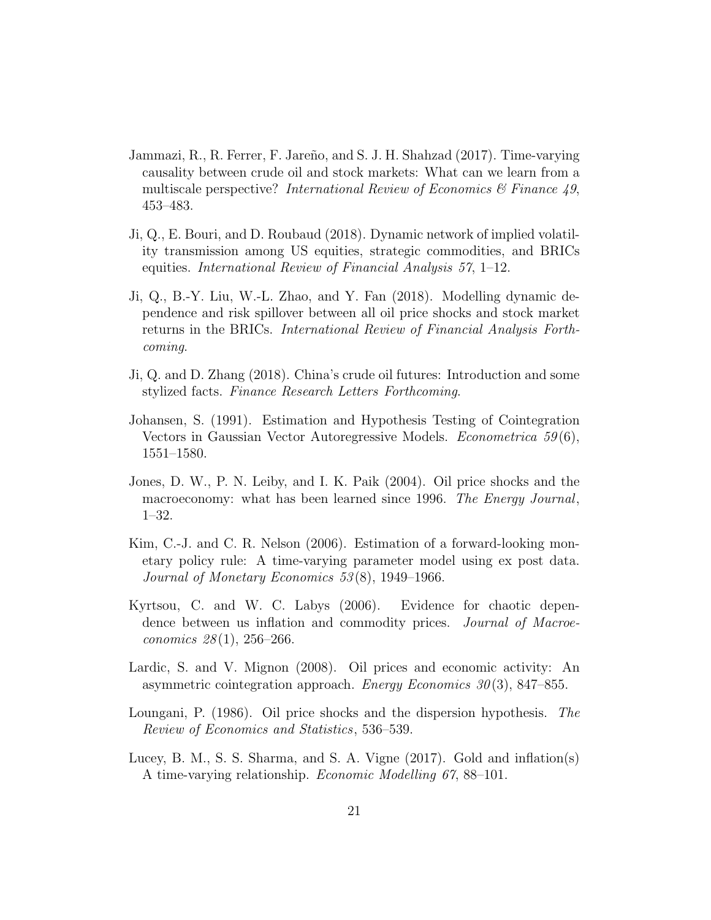Jammazi, R., R. Ferrer, F. Jareño, and S. J. H. Shahzad (2017). Time-varying causality between crude oil and stock markets: What can we learn from a multiscale perspective? *International Review of Economics & Finance 49*, 453–483.

Ji, Q., E. Bouri, and D. Roubaud (2018). Dynamic network of implied volatility transmission among US equities, strategic commodities, and BRICs equities. *International Review of Financial Analysis 57*, 1–12.

Ji, Q., B.-Y. Liu, W.-L. Zhao, and Y. Fan (2018). Modelling dynamic dependence and risk spillover between all oil price shocks and stock market returns in the BRICs. *International Review of Financial Analysis Forthcoming*.

Ji, Q. and D. Zhang (2018). China's crude oil futures: Introduction and some stylized facts. *Finance Research Letters Forthcoming*.

Johansen, S. (1991). Estimation and Hypothesis Testing of Cointegration Vectors in Gaussian Vector Autoregressive Models. *Econometrica 59*(6), 1551–1580.

Jones, D. W., P. N. Leiby, and I. K. Paik (2004). Oil price shocks and the macroeconomy: what has been learned since 1996. *The Energy Journal*, 1–32.

Kim, C.-J. and C. R. Nelson (2006). Estimation of a forward-looking monetary policy rule: A time-varying parameter model using ex post data. *Journal of Monetary Economics 53*(8), 1949–1966.

Kyrtsou, C. and W. C. Labys (2006). Evidence for chaotic dependence between us inflation and commodity prices. *Journal of Macroeconomics 28*(1), 256–266.

Lardic, S. and V. Mignon (2008). Oil prices and economic activity: An asymmetric cointegration approach. *Energy Economics 30*(3), 847–855.

Loungani, P. (1986). Oil price shocks and the dispersion hypothesis. *The Review of Economics and Statistics*, 536–539.

Lucey, B. M., S. S. Sharma, and S. A. Vigne (2017). Gold and inflation(s) A time-varying relationship. *Economic Modelling 67*, 88–101.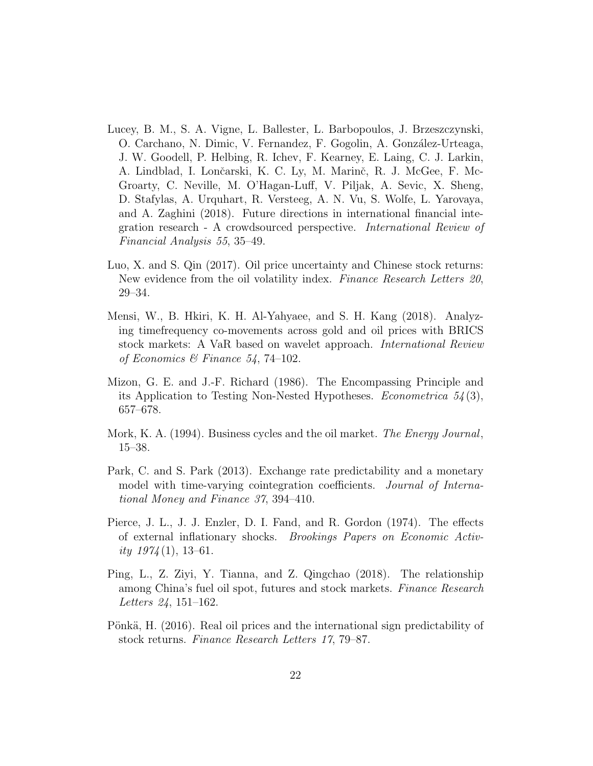Lucey, B. M., S. A. Vigne, L. Ballester, L. Barbopoulos, J. Brzeszczynski, O. Carchano, N. Dimic, V. Fernandez, F. Gogolin, A. González-Urteaga, J. W. Goodell, P. Helbing, R. Ichev, F. Kearney, E. Laing, C. J. Larkin, A. Lindblad, I. Lončarski, K. C. Ly, M. Marinč, R. J. McGee, F. McGroarty, C. Neville, M. O'Hagan-Luff, V. Piljak, A. Sevic, X. Sheng, D. Stafylas, A. Urquhart, R. Versteeg, A. N. Vu, S. Wolfe, L. Yarovaya, and A. Zaghini (2018). Future directions in international financial integration research - A crowdsourced perspective. *International Review of Financial Analysis 55*, 35–49.

Luo, X. and S. Qin (2017). Oil price uncertainty and Chinese stock returns: New evidence from the oil volatility index. *Finance Research Letters 20*, 29–34.

Mensi, W., B. Hkiri, K. H. Al-Yahyaee, and S. H. Kang (2018). Analyzing timefrequency co-movements across gold and oil prices with BRICS stock markets: A VaR based on wavelet approach. *International Review of Economics & Finance 54*, 74–102.

Mizon, G. E. and J.-F. Richard (1986). The Encompassing Principle and its Application to Testing Non-Nested Hypotheses. *Econometrica 54*(3), 657–678.

Mork, K. A. (1994). Business cycles and the oil market. *The Energy Journal*, 15–38.

Park, C. and S. Park (2013). Exchange rate predictability and a monetary model with time-varying cointegration coefficients. *Journal of International Money and Finance 37*, 394–410.

Pierce, J. L., J. J. Enzler, D. I. Fand, and R. Gordon (1974). The effects of external inflationary shocks. *Brookings Papers on Economic Activity 1974*(1), 13–61.

Ping, L., Z. Ziyi, Y. Tianna, and Z. Qingchao (2018). The relationship among China's fuel oil spot, futures and stock markets. *Finance Research Letters 24*, 151–162.

Pönkä, H. (2016). Real oil prices and the international sign predictability of stock returns. *Finance Research Letters 17*, 79–87.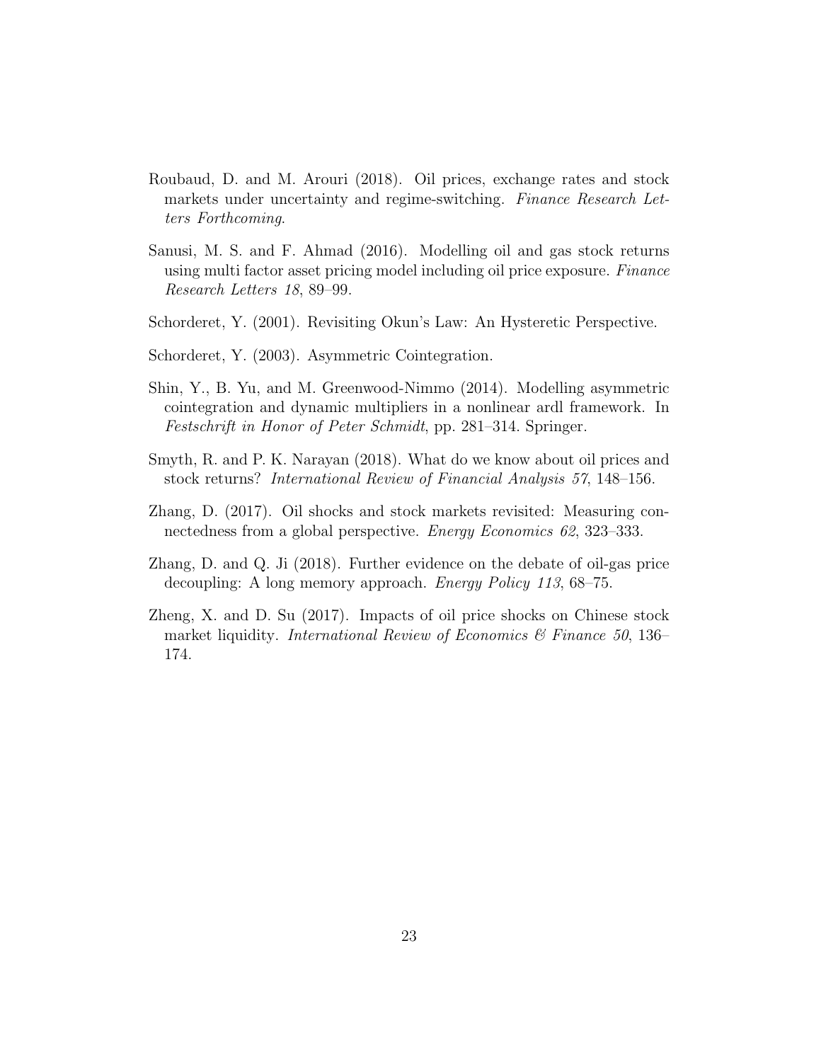Roubaud, D. and M. Arouri (2018). Oil prices, exchange rates and stock markets under uncertainty and regime-switching. *Finance Research Letters Forthcoming*.

Sanusi, M. S. and F. Ahmad (2016). Modelling oil and gas stock returns using multi factor asset pricing model including oil price exposure. *Finance Research Letters 18*, 89–99.

Schorderet, Y. (2001). Revisiting Okun's Law: An Hysteretic Perspective.

Schorderet, Y. (2003). Asymmetric Cointegration.

Shin, Y., B. Yu, and M. Greenwood-Nimmo (2014). Modelling asymmetric cointegration and dynamic multipliers in a nonlinear ardl framework. In *Festschrift in Honor of Peter Schmidt*, pp. 281–314. Springer.

Smyth, R. and P. K. Narayan (2018). What do we know about oil prices and stock returns? *International Review of Financial Analysis 57*, 148–156.

Zhang, D. (2017). Oil shocks and stock markets revisited: Measuring connectedness from a global perspective. *Energy Economics 62*, 323–333.

Zhang, D. and Q. Ji (2018). Further evidence on the debate of oil-gas price decoupling: A long memory approach. *Energy Policy 113*, 68–75.

Zheng, X. and D. Su (2017). Impacts of oil price shocks on Chinese stock market liquidity. *International Review of Economics & Finance 50*, 136–174.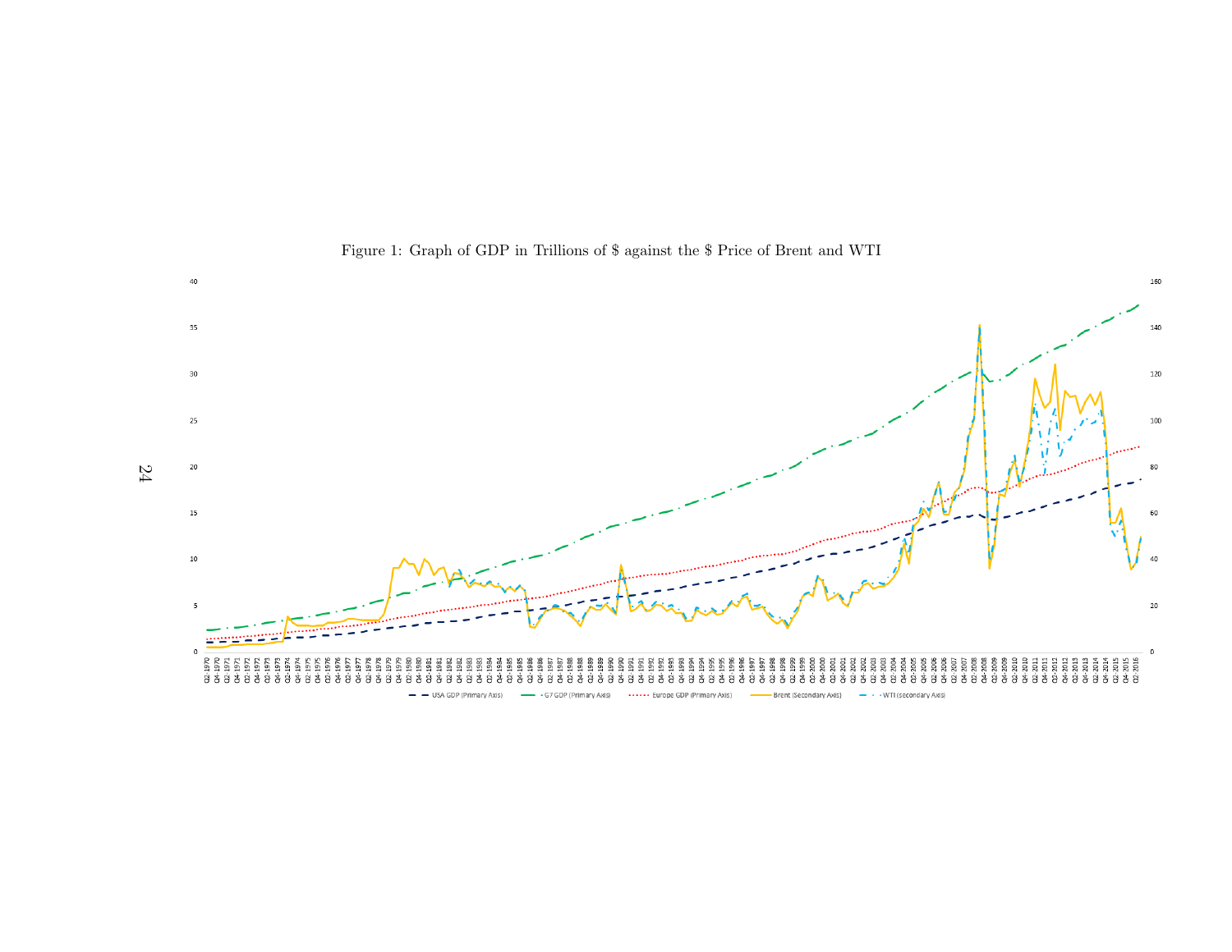Figure 1: Graph of GDP in Trillions of $ against the $ Price of Brent and WTI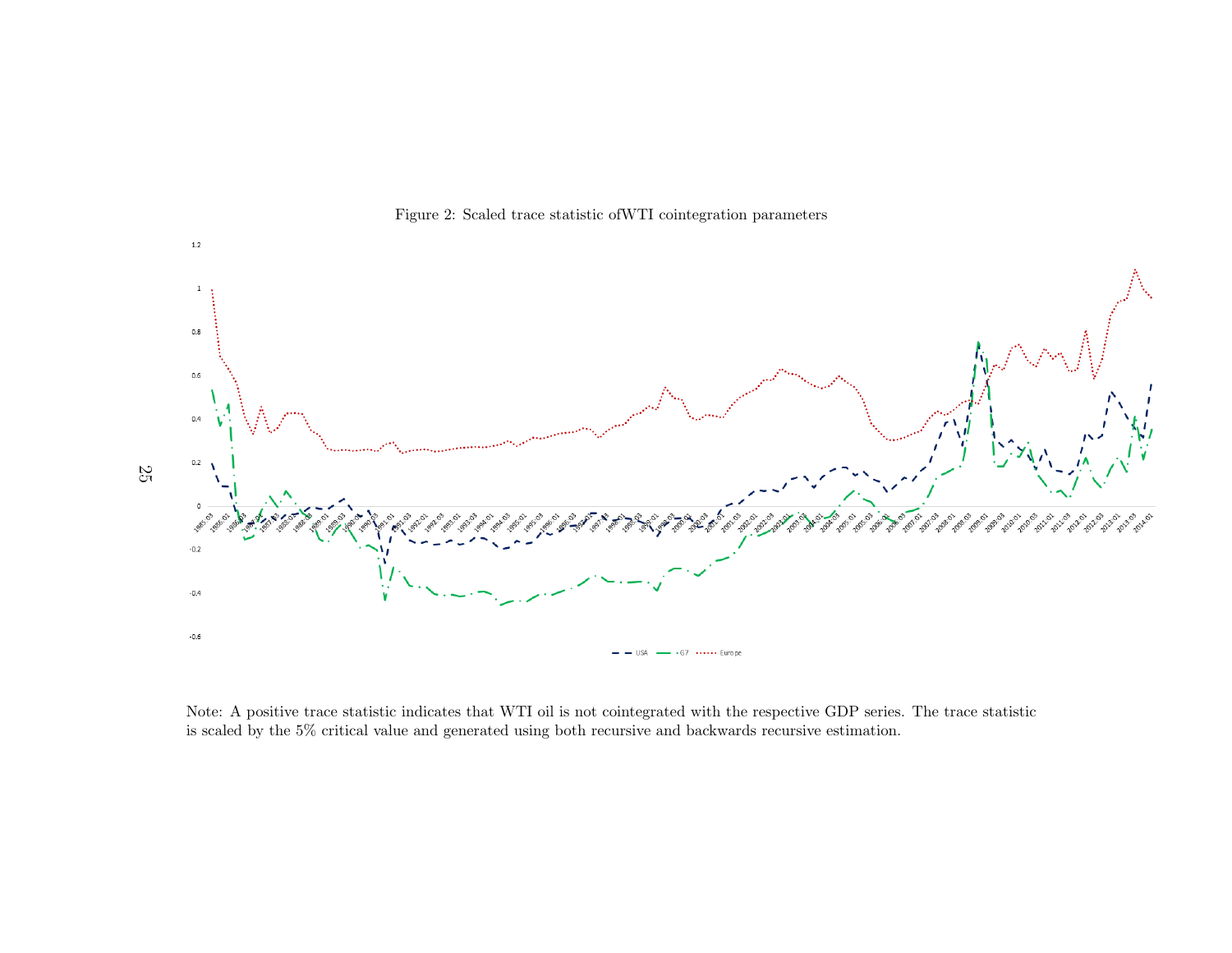Figure 2: Scaled trace statistic ofWTI cointegration parameters

Note: A positive trace statistic indicates that WTI oil is not cointegrated with the respective GDP series. The trace statistic is scaled by the 5% critical value and generated using both recursive and backwards recursive estimation.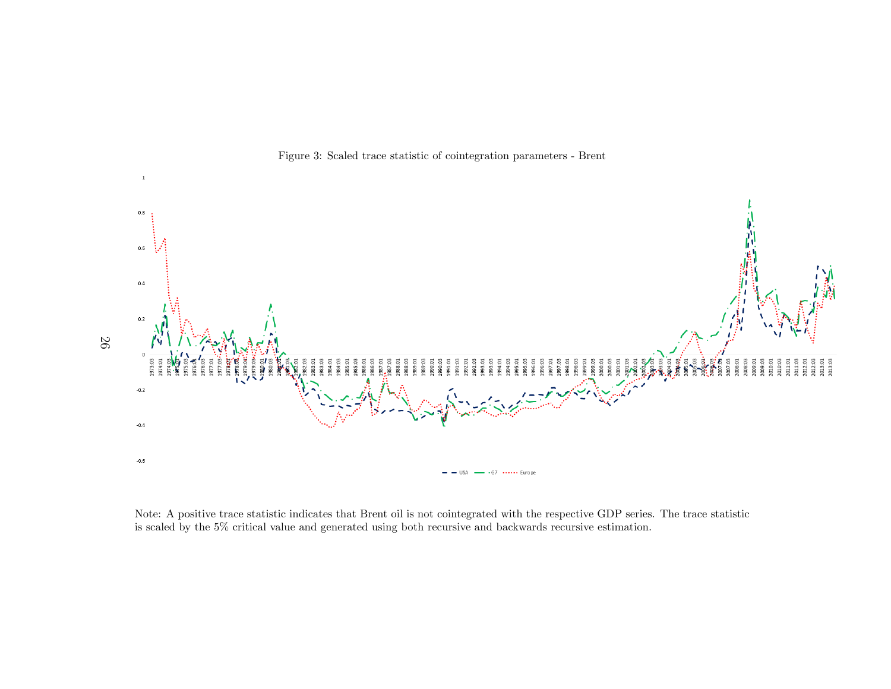Figure 3: Scaled trace statistic of cointegration parameters - Brent

Note: A positive trace statistic indicates that Brent oil is not cointegrated with the respective GDP series. The trace statistic is scaled by the 5% critical value and generated using both recursive and backwards recursive estimation.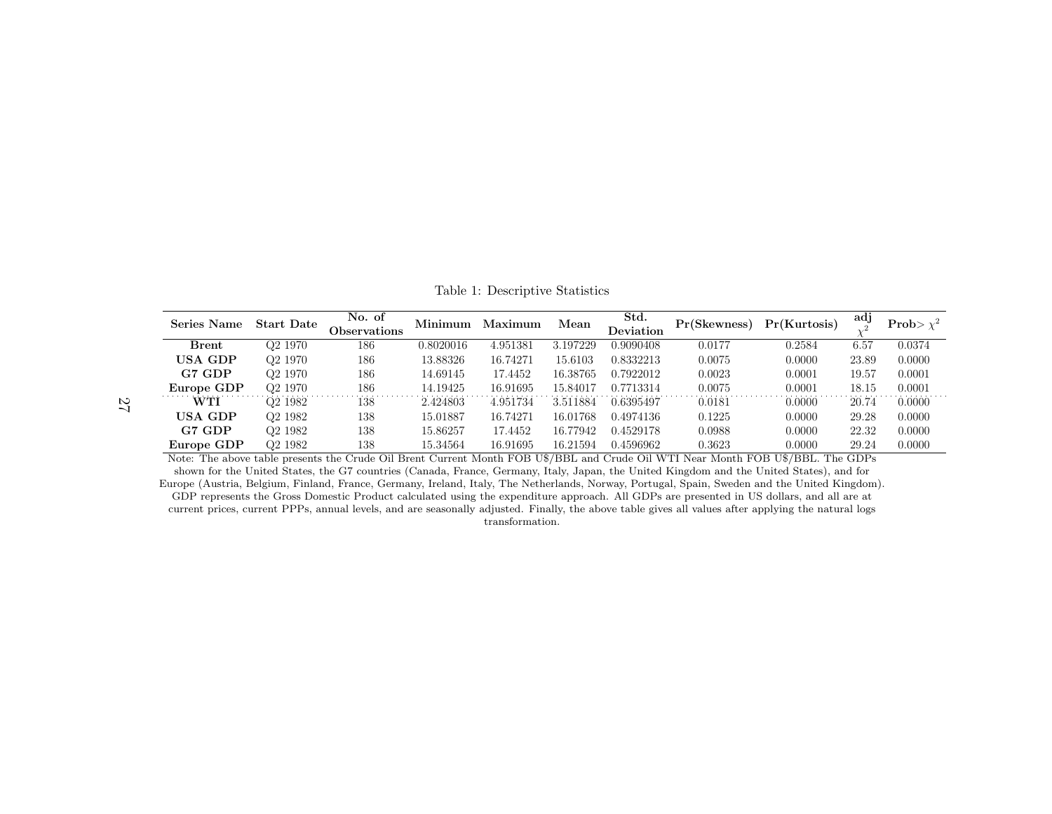Table 1: Descriptive Statistics

| Series Name | Start Date | No. of Observations | Minimum | Maximum | Mean | Std. Deviation | Pr(Skewness) | Pr(Kurtosis) | adj $\chi^2$ | Prob> $\chi^2$ |
|---|---|---|---|---|---|---|---|---|---|---|
| **Brent** | Q2 1970 | 186 | 0.8020016 | 4.951381 | 3.197229 | 0.9090408 | 0.0177 | 0.2584 | 6.57 | 0.0374 |
| **USA GDP** | Q2 1970 | 186 | 13.88326 | 16.74271 | 15.6103 | 0.8332213 | 0.0075 | 0.0000 | 23.89 | 0.0000 |
| **G7 GDP** | Q2 1970 | 186 | 14.69145 | 17.4452 | 16.38765 | 0.7922012 | 0.0023 | 0.0001 | 19.57 | 0.0001 |
| **Europe GDP** | Q2 1970 | 186 | 14.19425 | 16.91695 | 15.84017 | 0.7713314 | 0.0075 | 0.0001 | 18.15 | 0.0001 |
| **WTI** | Q2 1982 | 138 | 2.424803 | 4.951734 | 3.511884 | 0.6395497 | 0.0181 | 0.0000 | 20.74 | 0.0000 |
| **USA GDP** | Q2 1982 | 138 | 15.01887 | 16.74271 | 16.01768 | 0.4974136 | 0.1225 | 0.0000 | 29.28 | 0.0000 |
| **G7 GDP** | Q2 1982 | 138 | 15.86257 | 17.4452 | 16.77942 | 0.4529178 | 0.0988 | 0.0000 | 22.32 | 0.0000 |
| **Europe GDP** | Q2 1982 | 138 | 15.34564 | 16.91695 | 16.21594 | 0.4596962 | 0.3623 | 0.0000 | 29.24 | 0.0000 |

Note: The above table presents the Crude Oil Brent Current Month FOB U$/BBL and Crude Oil WTI Near Month FOB U$/BBL. The GDPs shown for the United States, the G7 countries (Canada, France, Germany, Italy, Japan, the United Kingdom and the United States), and for Europe (Austria, Belgium, Finland, France, Germany, Ireland, Italy, The Netherlands, Norway, Portugal, Spain, Sweden and the United Kingdom). GDP represents the Gross Domestic Product calculated using the expenditure approach. All GDPs are presented in US dollars, and all are at current prices, current PPPs, annual levels, and are seasonally adjusted. Finally, the above table gives all values after applying the natural logs transformation.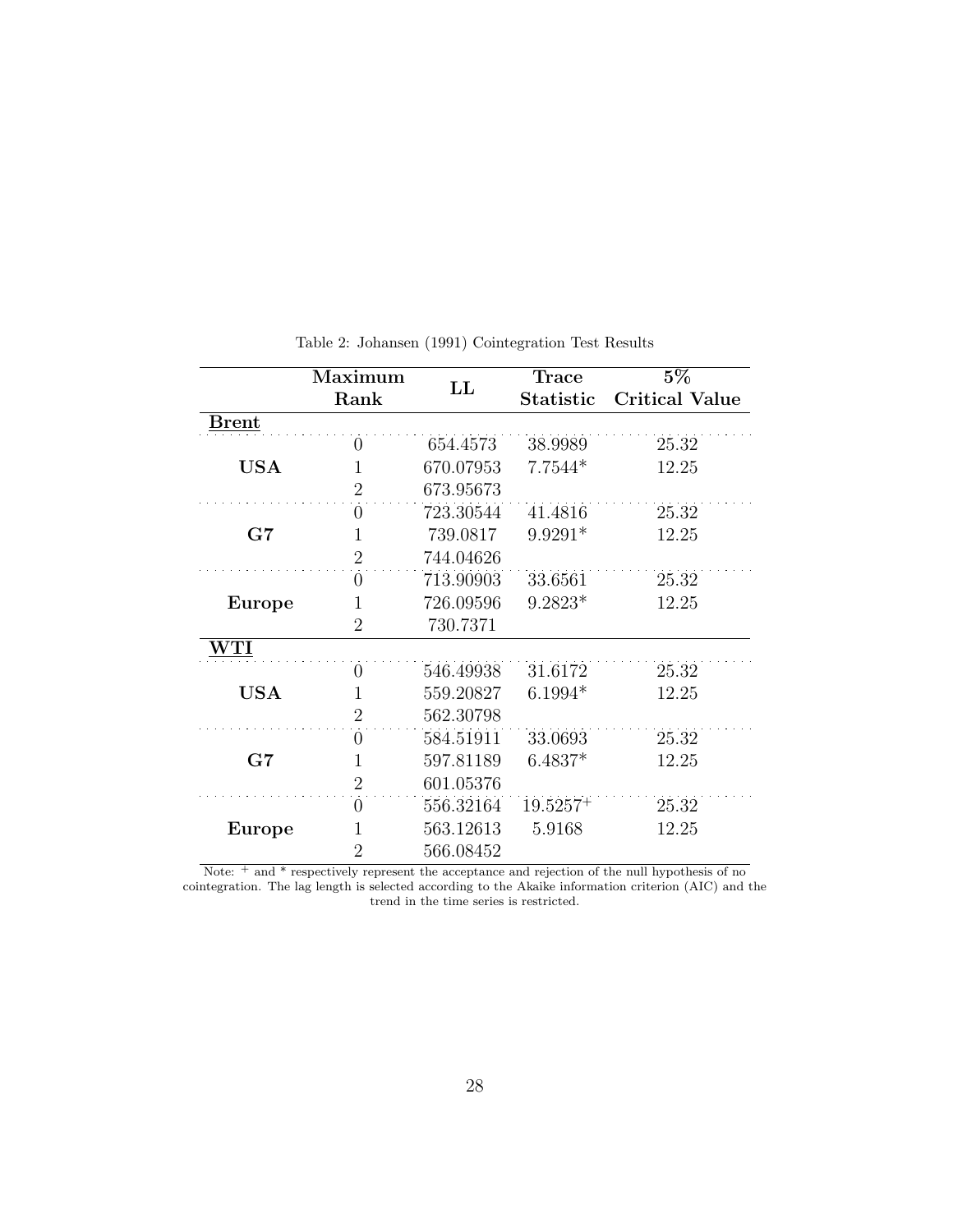Table 2: Johansen (1991) Cointegration Test Results

| | Maximum Rank | LL | Trace Statistic | 5% Critical Value |
|---|---|---|---|---|
| **Brent** | | | | |
| **USA** | 0 | 654.4573 | 38.9989 | 25.32 |
| | 1 | 670.07953 | 7.7544* | 12.25 |
| | 2 | 673.95673 | | |
| **G7** | 0 | 723.30544 | 41.4816 | 25.32 |
| | 1 | 739.0817 | 9.9291* | 12.25 |
| | 2 | 744.04626 | | |
| **Europe** | 0 | 713.90903 | 33.6561 | 25.32 |
| | 1 | 726.09596 | 9.2823* | 12.25 |
| | 2 | 730.7371 | | |
| **WTI** | | | | |
| **USA** | 0 | 546.49938 | 31.6172 | 25.32 |
| | 1 | 559.20827 | 6.1994* | 12.25 |
| | 2 | 562.30798 | | |
| **G7** | 0 | 584.51911 | 33.0693 | 25.32 |
| | 1 | 597.81189 | 6.4837* | 12.25 |
| | 2 | 601.05376 | | |
| **Europe** | 0 | 556.32164 | $19.5257^{+}$ | 25.32 |
| | 1 | 563.12613 | 5.9168 | 12.25 |
| | 2 | 566.08452 | | |

Note: $^{+}$ and * respectively represent the acceptance and rejection of the null hypothesis of no cointegration. The lag length is selected according to the Akaike information criterion (AIC) and the trend in the time series is restricted.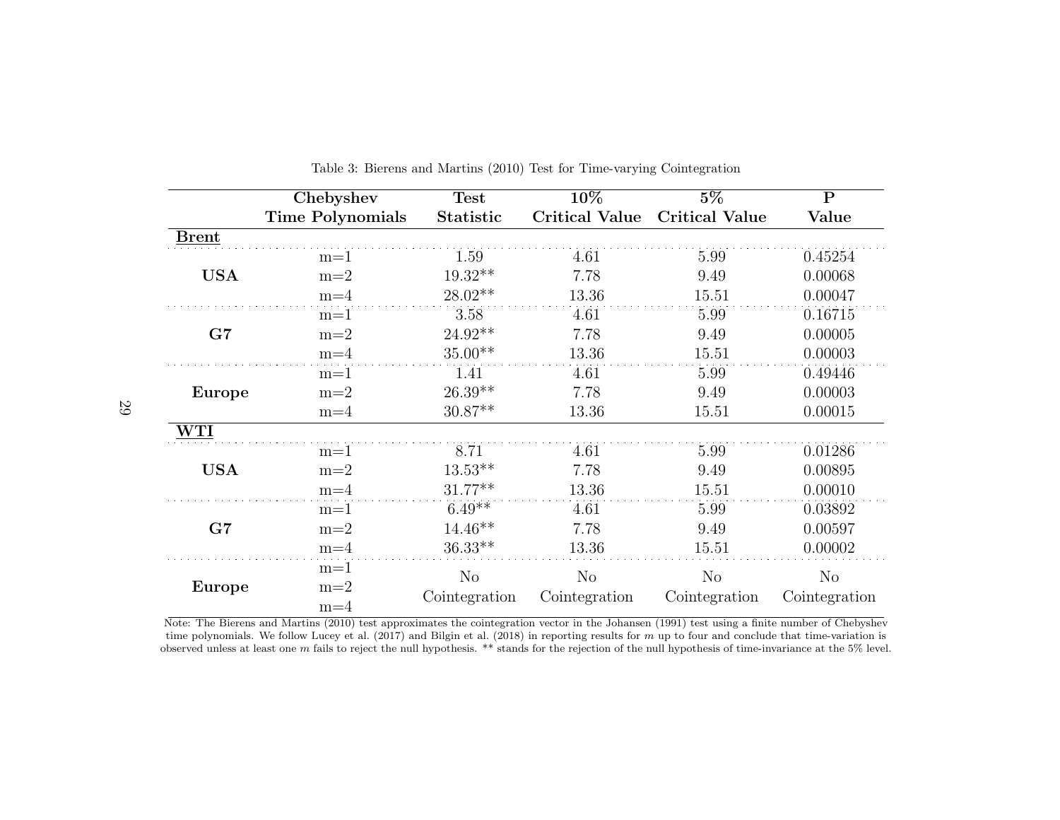Table 3: Bierens and Martins (2010) Test for Time-varying Cointegration

| | Chebyshev Time Polynomials | Test Statistic | 10% Critical Value | 5% Critical Value | P Value |
|---|---|---|---|---|---|
| **Brent** | | | | | |
| **USA** | m=1 | 1.59 | 4.61 | 5.99 | 0.45254 |
| | m=2 | 19.32** | 7.78 | 9.49 | 0.00068 |
| | m=4 | 28.02** | 13.36 | 15.51 | 0.00047 |
| **G7** | m=1 | 3.58 | 4.61 | 5.99 | 0.16715 |
| | m=2 | 24.92** | 7.78 | 9.49 | 0.00005 |
| | m=4 | 35.00** | 13.36 | 15.51 | 0.00003 |
| **Europe** | m=1 | 1.41 | 4.61 | 5.99 | 0.49446 |
| | m=2 | 26.39** | 7.78 | 9.49 | 0.00003 |
| | m=4 | 30.87** | 13.36 | 15.51 | 0.00015 |
| **WTI** | | | | | |
| **USA** | m=1 | 8.71 | 4.61 | 5.99 | 0.01286 |
| | m=2 | 13.53** | 7.78 | 9.49 | 0.00895 |
| | m=4 | 31.77** | 13.36 | 15.51 | 0.00010 |
| **G7** | m=1 | 6.49** | 4.61 | 5.99 | 0.03892 |
| | m=2 | 14.46** | 7.78 | 9.49 | 0.00597 |
| | m=4 | 36.33** | 13.36 | 15.51 | 0.00002 |
| **Europe** | m=1, m=2, m=4 | No Cointegration | No Cointegration | No Cointegration | No Cointegration |

Note: The Bierens and Martins (2010) test approximates the cointegration vector in the Johansen (1991) test using a finite number of Chebyshev time polynomials. We follow Lucey et al. (2017) and Bilgin et al. (2018) in reporting results for $m$ up to four and conclude that time-variation is observed unless at least one $m$ fails to reject the null hypothesis. ** stands for the rejection of the null hypothesis of time-invariance at the 5% level.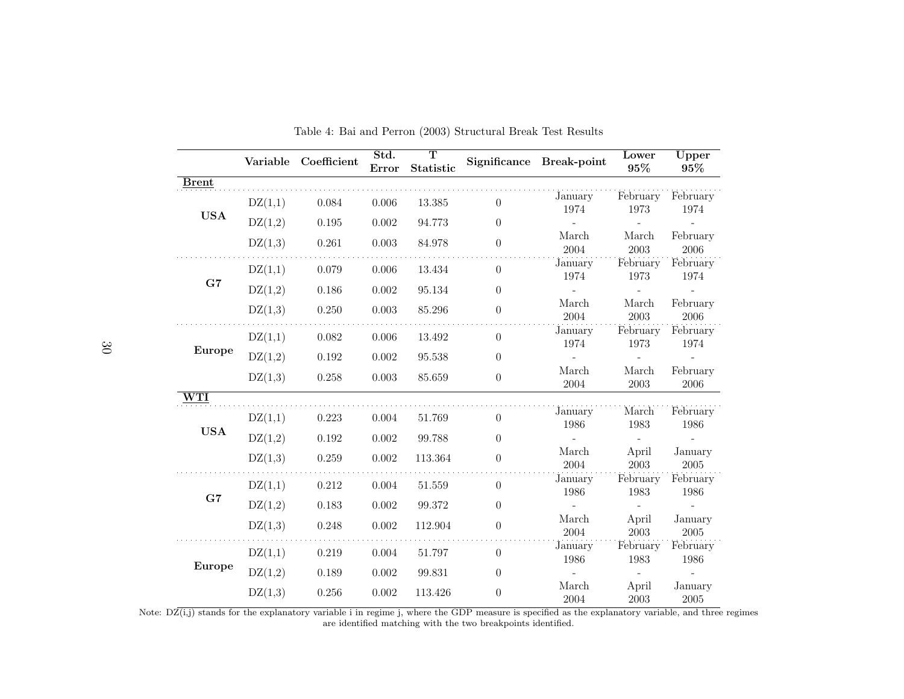Table 4: Bai and Perron (2003) Structural Break Test Results

| | Variable | Coefficient | Std. Error | T Statistic | Significance | Break-point | Lower 95% | Upper 95% |
|---|---|---|---|---|---|---|---|---|
| **Brent** | | | | | | | | |
| **USA** | DZ(1,1) | 0.084 | 0.006 | 13.385 | 0 | January 1974 | February 1973 | February 1974 |
| | DZ(1,2) | 0.195 | 0.002 | 94.773 | 0 | - | - | - |
| | DZ(1,3) | 0.261 | 0.003 | 84.978 | 0 | March 2004 | March 2003 | February 2006 |
| **G7** | DZ(1,1) | 0.079 | 0.006 | 13.434 | 0 | January 1974 | February 1973 | February 1974 |
| | DZ(1,2) | 0.186 | 0.002 | 95.134 | 0 | - | - | - |
| | DZ(1,3) | 0.250 | 0.003 | 85.296 | 0 | March 2004 | March 2003 | February 2006 |
| **Europe** | DZ(1,1) | 0.082 | 0.006 | 13.492 | 0 | January 1974 | February 1973 | February 1974 |
| | DZ(1,2) | 0.192 | 0.002 | 95.538 | 0 | - | - | - |
| | DZ(1,3) | 0.258 | 0.003 | 85.659 | 0 | March 2004 | March 2003 | February 2006 |
| **WTI** | | | | | | | | |
| **USA** | DZ(1,1) | 0.223 | 0.004 | 51.769 | 0 | January 1986 | March 1983 | February 1986 |
| | DZ(1,2) | 0.192 | 0.002 | 99.788 | 0 | - | - | - |
| | DZ(1,3) | 0.259 | 0.002 | 113.364 | 0 | March 2004 | April 2003 | January 2005 |
| **G7** | DZ(1,1) | 0.212 | 0.004 | 51.559 | 0 | January 1986 | February 1983 | February 1986 |
| | DZ(1,2) | 0.183 | 0.002 | 99.372 | 0 | - | - | - |
| | DZ(1,3) | 0.248 | 0.002 | 112.904 | 0 | March 2004 | April 2003 | January 2005 |
| **Europe** | DZ(1,1) | 0.219 | 0.004 | 51.797 | 0 | January 1986 | February 1983 | February 1986 |
| | DZ(1,2) | 0.189 | 0.002 | 99.831 | 0 | - | - | - |
| | DZ(1,3) | 0.256 | 0.002 | 113.426 | 0 | March 2004 | April 2003 | January 2005 |

Note: DZ(i,j) stands for the explanatory variable i in regime j, where the GDP measure is specified as the explanatory variable, and three regimes are identified matching with the two breakpoints identified.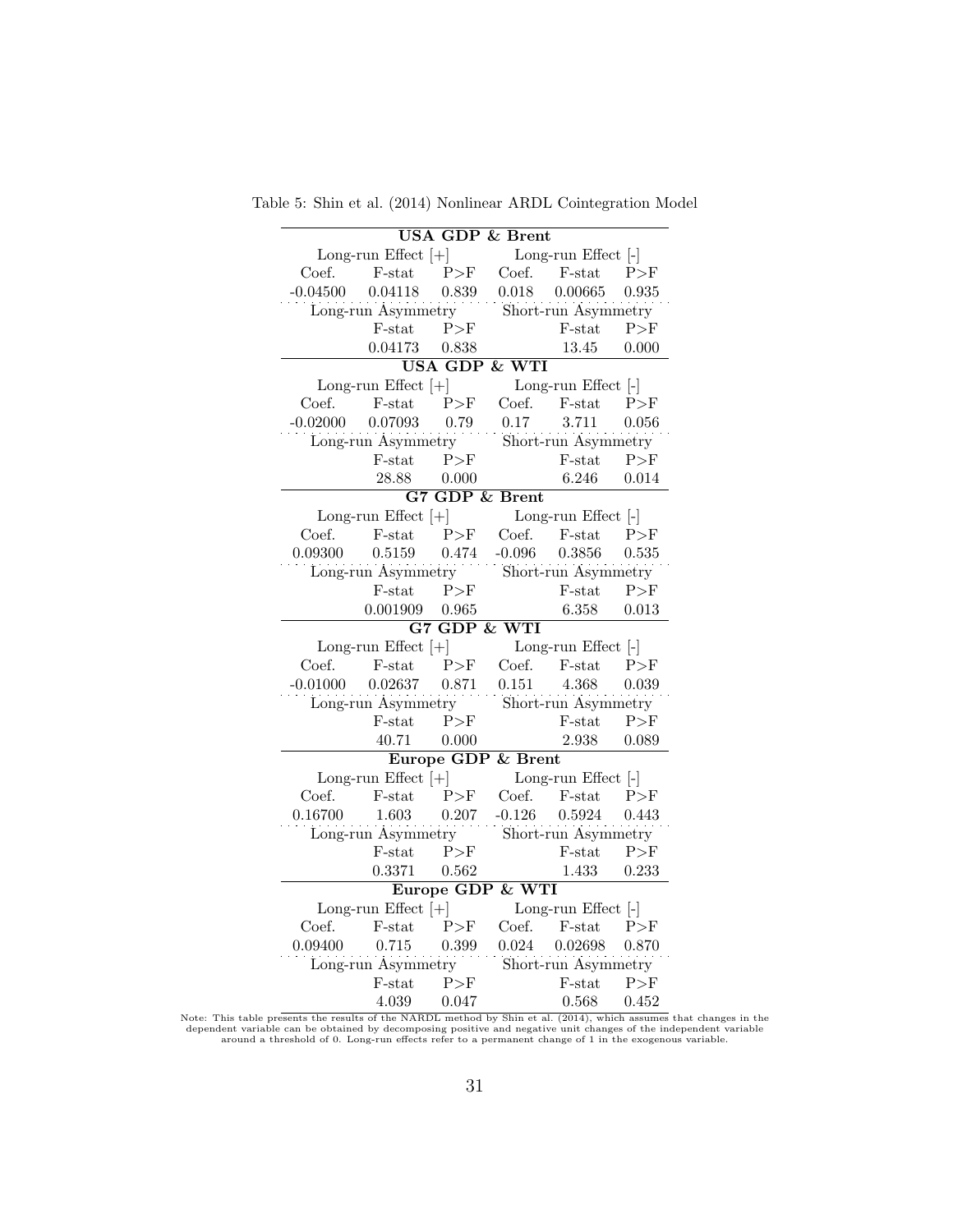Table 5: Shin et al. (2014) Nonlinear ARDL Cointegration Model

| USA GDP & Brent | | | | | |
|---|---|---|---|---|---|
| Long-run Effect [+] | | | Long-run Effect [-] | | |
| Coef. | F-stat | P>F | Coef. | F-stat | P>F |
| -0.04500 | 0.04118 | 0.839 | 0.018 | 0.00665 | 0.935 |
| Long-run Asymmetry | | | Short-run Asymmetry | | |
| | F-stat | P>F | | F-stat | P>F |
| | 0.04173 | 0.838 | | 13.45 | 0.000 |
| **USA GDP & WTI** | | | | | |
| Long-run Effect [+] | | | Long-run Effect [-] | | |
| Coef. | F-stat | P>F | Coef. | F-stat | P>F |
| -0.02000 | 0.07093 | 0.79 | 0.17 | 3.711 | 0.056 |
| Long-run Asymmetry | | | Short-run Asymmetry | | |
| | F-stat | P>F | | F-stat | P>F |
| | 28.88 | 0.000 | | 6.246 | 0.014 |
| **G7 GDP & Brent** | | | | | |
| Long-run Effect [+] | | | Long-run Effect [-] | | |
| Coef. | F-stat | P>F | Coef. | F-stat | P>F |
| 0.09300 | 0.5159 | 0.474 | -0.096 | 0.3856 | 0.535 |
| Long-run Asymmetry | | | Short-run Asymmetry | | |
| | F-stat | P>F | | F-stat | P>F |
| | 0.001909 | 0.965 | | 6.358 | 0.013 |
| **G7 GDP & WTI** | | | | | |
| Long-run Effect [+] | | | Long-run Effect [-] | | |
| Coef. | F-stat | P>F | Coef. | F-stat | P>F |
| -0.01000 | 0.02637 | 0.871 | 0.151 | 4.368 | 0.039 |
| Long-run Asymmetry | | | Short-run Asymmetry | | |
| | F-stat | P>F | | F-stat | P>F |
| | 40.71 | 0.000 | | 2.938 | 0.089 |
| **Europe GDP & Brent** | | | | | |
| Long-run Effect [+] | | | Long-run Effect [-] | | |
| Coef. | F-stat | P>F | Coef. | F-stat | P>F |
| 0.16700 | 1.603 | 0.207 | -0.126 | 0.5924 | 0.443 |
| Long-run Asymmetry | | | Short-run Asymmetry | | |
| | F-stat | P>F | | F-stat | P>F |
| | 0.3371 | 0.562 | | 1.433 | 0.233 |
| **Europe GDP & WTI** | | | | | |
| Long-run Effect [+] | | | Long-run Effect [-] | | |
| Coef. | F-stat | P>F | Coef. | F-stat | P>F |
| 0.09400 | 0.715 | 0.399 | 0.024 | 0.02698 | 0.870 |
| Long-run Asymmetry | | | Short-run Asymmetry | | |
| | F-stat | P>F | | F-stat | P>F |
| | 4.039 | 0.047 | | 0.568 | 0.452 |

Note: This table presents the results of the NARDL method by Shin et al. (2014), which assumes that changes in the dependent variable can be obtained by decomposing positive and negative unit changes of the independent variable around a threshold of 0. Long-run effects refer to a permanent change of 1 in the exogenous variable.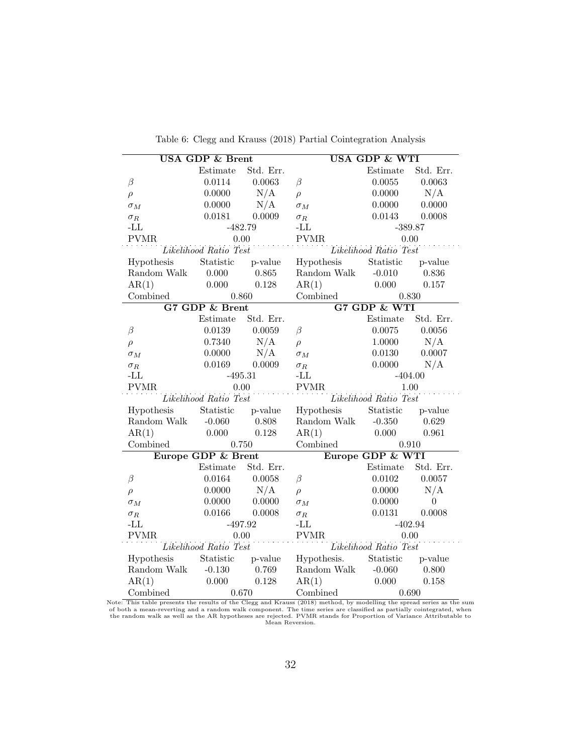Table 6: Clegg and Krauss (2018) Partial Cointegration Analysis

| **USA GDP & Brent** | | | **USA GDP & WTI** | | |
|---|---|---|---|---|---|
| | Estimate | Std. Err. | | Estimate | Std. Err. |
| $\beta$ | 0.0114 | 0.0063 | $\beta$ | 0.0055 | 0.0063 |
| $\rho$ | 0.0000 | N/A | $\rho$ | 0.0000 | N/A |
| $\sigma_M$ | 0.0000 | N/A | $\sigma_M$ | 0.0000 | 0.0000 |
| $\sigma_R$ | 0.0181 | 0.0009 | $\sigma_R$ | 0.0143 | 0.0008 |
| -LL | -482.79 | | -LL | -389.87 | |
| PVMR | 0.00 | | PVMR | 0.00 | |
| *Likelihood Ratio Test* | | | *Likelihood Ratio Test* | | |
| Hypothesis | Statistic | p-value | Hypothesis | Statistic | p-value |
| Random Walk | 0.000 | 0.865 | Random Walk | -0.010 | 0.836 |
| AR(1) | 0.000 | 0.128 | AR(1) | 0.000 | 0.157 |
| Combined | 0.860 | | Combined | 0.830 | |
| **G7 GDP & Brent** | | | **G7 GDP & WTI** | | |
| | Estimate | Std. Err. | | Estimate | Std. Err. |
| $\beta$ | 0.0139 | 0.0059 | $\beta$ | 0.0075 | 0.0056 |
| $\rho$ | 0.7340 | N/A | $\rho$ | 1.0000 | N/A |
| $\sigma_M$ | 0.0000 | N/A | $\sigma_M$ | 0.0130 | 0.0007 |
| $\sigma_R$ | 0.0169 | 0.0009 | $\sigma_R$ | 0.0000 | N/A |
| -LL | -495.31 | | -LL | -404.00 | |
| PVMR | 0.00 | | PVMR | 1.00 | |
| *Likelihood Ratio Test* | | | *Likelihood Ratio Test* | | |
| Hypothesis | Statistic | p-value | Hypothesis | Statistic | p-value |
| Random Walk | -0.060 | 0.808 | Random Walk | -0.350 | 0.629 |
| AR(1) | 0.000 | 0.128 | AR(1) | 0.000 | 0.961 |
| Combined | 0.750 | | Combined | 0.910 | |
| **Europe GDP & Brent** | | | **Europe GDP & WTI** | | |
| | Estimate | Std. Err. | | Estimate | Std. Err. |
| $\beta$ | 0.0164 | 0.0058 | $\beta$ | 0.0102 | 0.0057 |
| $\rho$ | 0.0000 | N/A | $\rho$ | 0.0000 | N/A |
| $\sigma_M$ | 0.0000 | 0.0000 | $\sigma_M$ | 0.0000 | 0 |
| $\sigma_R$ | 0.0166 | 0.0008 | $\sigma_R$ | 0.0131 | 0.0008 |
| -LL | -497.92 | | -LL | -402.94 | |
| PVMR | 0.00 | | PVMR | 0.00 | |
| *Likelihood Ratio Test* | | | *Likelihood Ratio Test* | | |
| Hypothesis | Statistic | p-value | Hypothesis. | Statistic | p-value |
| Random Walk | -0.130 | 0.769 | Random Walk | -0.060 | 0.800 |
| AR(1) | 0.000 | 0.128 | AR(1) | 0.000 | 0.158 |
| Combined | 0.670 | | Combined | 0.690 | |

Note: This table presents the results of the Clegg and Krauss (2018) method, by modelling the spread series as the sum of both a mean-reverting and a random walk component. The time series are classified as partially cointegrated, when the random walk as well as the AR hypotheses are rejected. PVMR stands for Proportion of Variance Attributable to Mean Reversion.